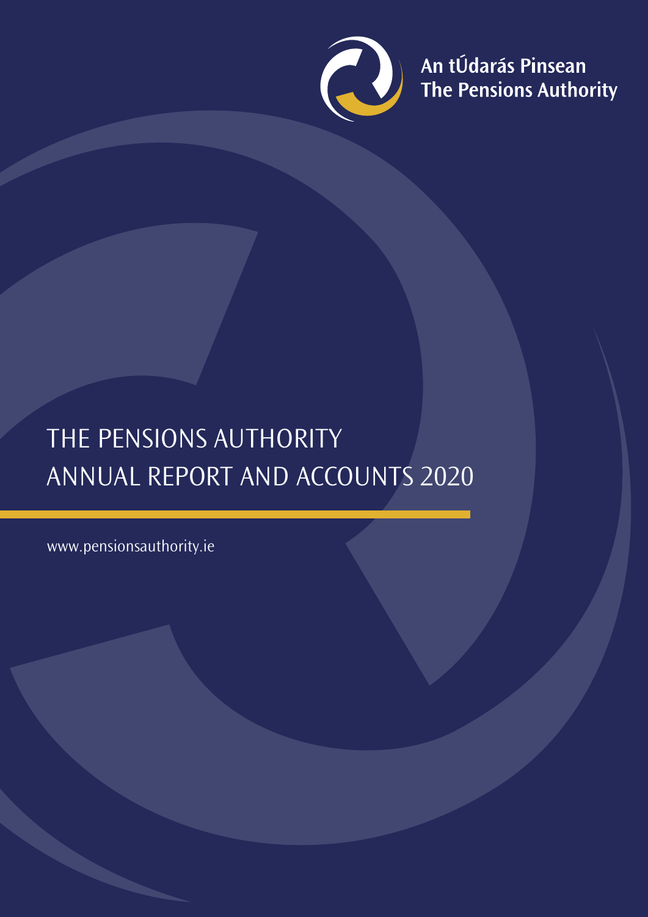An tÚdarás Pinsean
The Pensions Authority

# THE PENSIONS AUTHORITY ANNUAL REPORT AND ACCOUNTS 2020

www.pensionsauthority.ie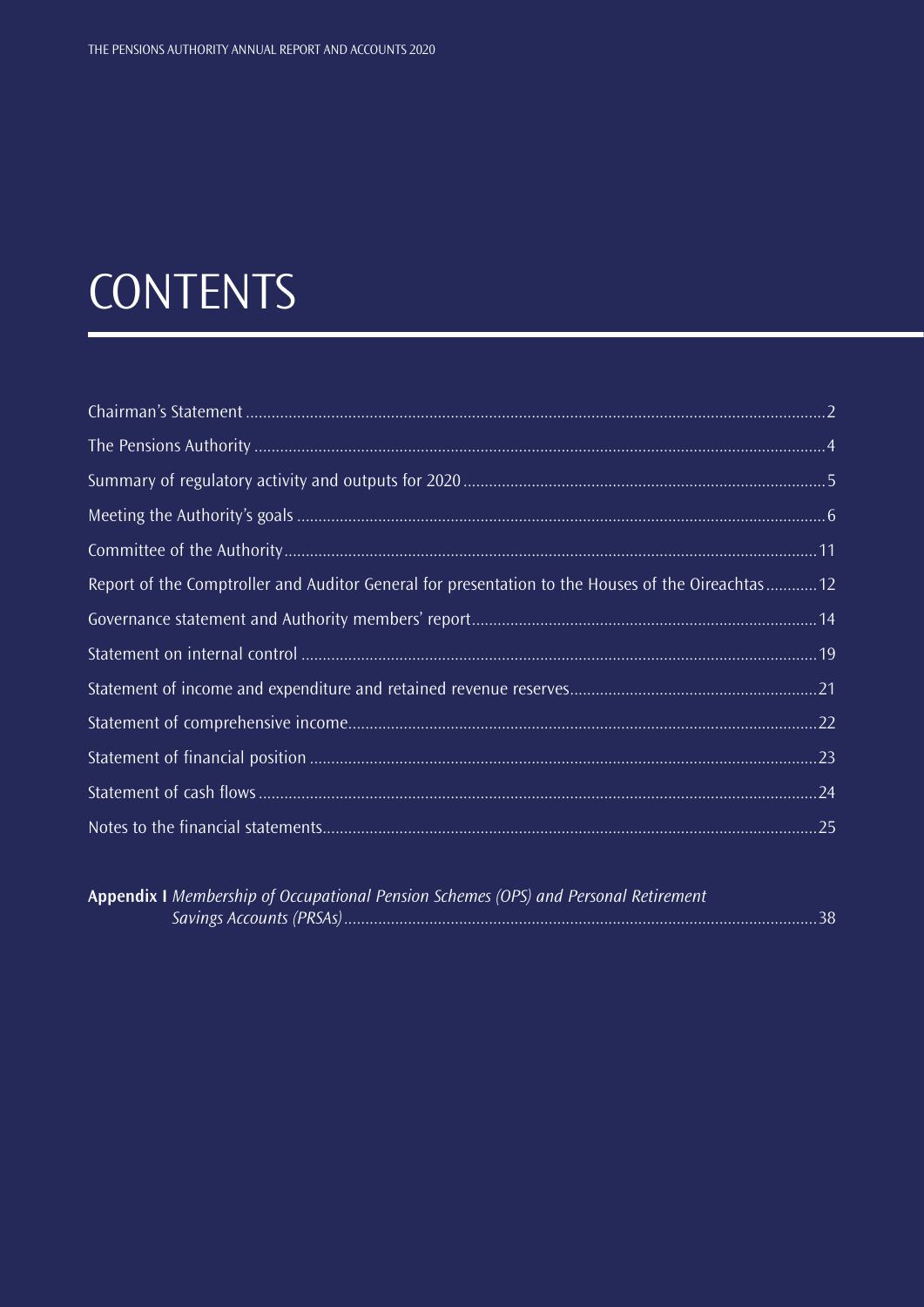# CONTENTS

| | |
|---|---|
| Chairman's Statement | 2 |
| The Pensions Authority | 4 |
| Summary of regulatory activity and outputs for 2020 | 5 |
| Meeting the Authority's goals | 6 |
| Committee of the Authority | 11 |
| Report of the Comptroller and Auditor General for presentation to the Houses of the Oireachtas | 12 |
| Governance statement and Authority members' report | 14 |
| Statement on internal control | 19 |
| Statement of income and expenditure and retained revenue reserves | 21 |
| Statement of comprehensive income | 22 |
| Statement of financial position | 23 |
| Statement of cash flows | 24 |
| Notes to the financial statements | 25 |

**Appendix I** *Membership of Occupational Pension Schemes (OPS) and Personal Retirement Savings Accounts (PRSAs)* ........ 38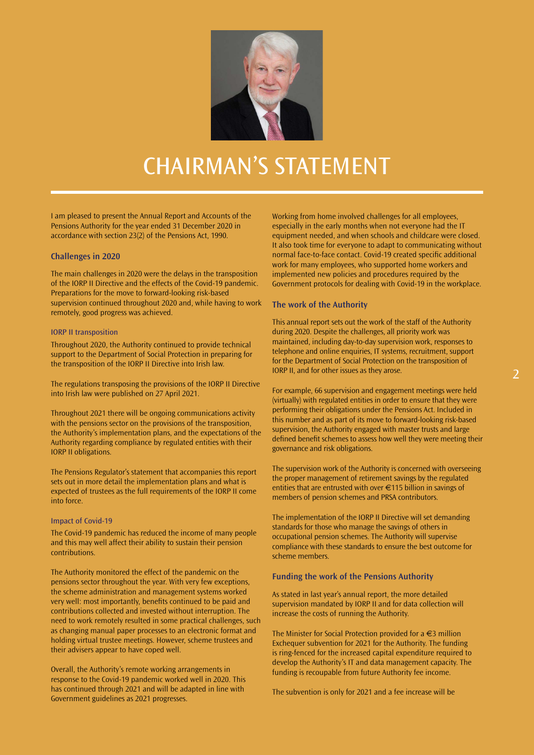# CHAIRMAN'S STATEMENT

I am pleased to present the Annual Report and Accounts of the Pensions Authority for the year ended 31 December 2020 in accordance with section 23(2) of the Pensions Act, 1990.

## Challenges in 2020

The main challenges in 2020 were the delays in the transposition of the IORP II Directive and the effects of the Covid-19 pandemic. Preparations for the move to forward-looking risk-based supervision continued throughout 2020 and, while having to work remotely, good progress was achieved.

### IORP II transposition

Throughout 2020, the Authority continued to provide technical support to the Department of Social Protection in preparing for the transposition of the IORP II Directive into Irish law.

The regulations transposing the provisions of the IORP II Directive into Irish law were published on 27 April 2021.

Throughout 2021 there will be ongoing communications activity with the pensions sector on the provisions of the transposition, the Authority's implementation plans, and the expectations of the Authority regarding compliance by regulated entities with their IORP II obligations.

The Pensions Regulator's statement that accompanies this report sets out in more detail the implementation plans and what is expected of trustees as the full requirements of the IORP II come into force.

### Impact of Covid-19

The Covid-19 pandemic has reduced the income of many people and this may well affect their ability to sustain their pension contributions.

The Authority monitored the effect of the pandemic on the pensions sector throughout the year. With very few exceptions, the scheme administration and management systems worked very well: most importantly, benefits continued to be paid and contributions collected and invested without interruption. The need to work remotely resulted in some practical challenges, such as changing manual paper processes to an electronic format and holding virtual trustee meetings. However, scheme trustees and their advisers appear to have coped well.

Overall, the Authority's remote working arrangements in response to the Covid-19 pandemic worked well in 2020. This has continued through 2021 and will be adapted in line with Government guidelines as 2021 progresses.

Working from home involved challenges for all employees, especially in the early months when not everyone had the IT equipment needed, and when schools and childcare were closed. It also took time for everyone to adapt to communicating without normal face-to-face contact. Covid-19 created specific additional work for many employees, who supported home workers and implemented new policies and procedures required by the Government protocols for dealing with Covid-19 in the workplace.

## The work of the Authority

This annual report sets out the work of the staff of the Authority during 2020. Despite the challenges, all priority work was maintained, including day-to-day supervision work, responses to telephone and online enquiries, IT systems, recruitment, support for the Department of Social Protection on the transposition of IORP II, and for other issues as they arose.

For example, 66 supervision and engagement meetings were held (virtually) with regulated entities in order to ensure that they were performing their obligations under the Pensions Act. Included in this number and as part of its move to forward-looking risk-based supervision, the Authority engaged with master trusts and large defined benefit schemes to assess how well they were meeting their governance and risk obligations.

The supervision work of the Authority is concerned with overseeing the proper management of retirement savings by the regulated entities that are entrusted with over €115 billion in savings of members of pension schemes and PRSA contributors.

The implementation of the IORP II Directive will set demanding standards for those who manage the savings of others in occupational pension schemes. The Authority will supervise compliance with these standards to ensure the best outcome for scheme members.

## Funding the work of the Pensions Authority

As stated in last year's annual report, the more detailed supervision mandated by IORP II and for data collection will increase the costs of running the Authority.

The Minister for Social Protection provided for a €3 million Exchequer subvention for 2021 for the Authority. The funding is ring-fenced for the increased capital expenditure required to develop the Authority's IT and data management capacity. The funding is recoupable from future Authority fee income.

The subvention is only for 2021 and a fee increase will be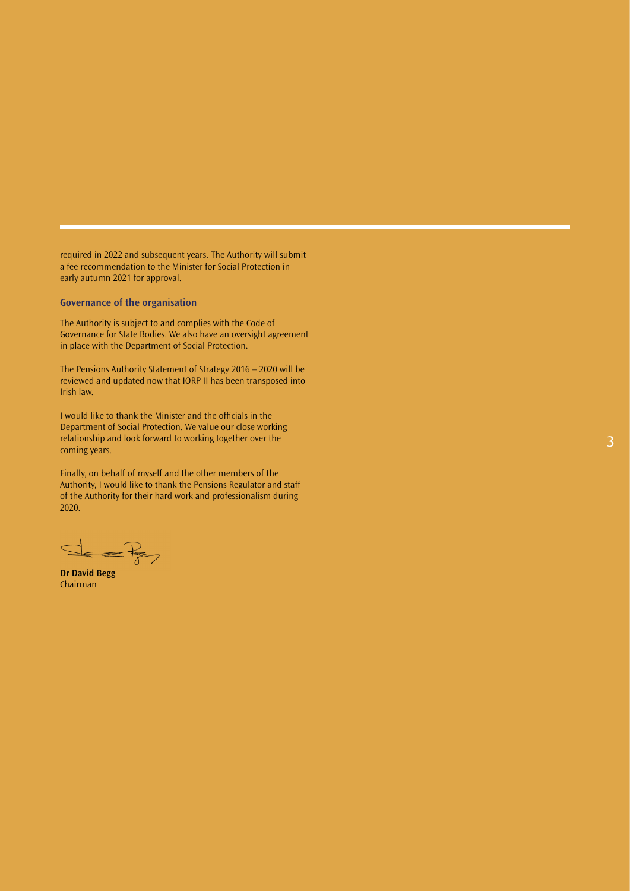required in 2022 and subsequent years. The Authority will submit a fee recommendation to the Minister for Social Protection in early autumn 2021 for approval.

### Governance of the organisation

The Authority is subject to and complies with the Code of Governance for State Bodies. We also have an oversight agreement in place with the Department of Social Protection.

The Pensions Authority Statement of Strategy 2016 – 2020 will be reviewed and updated now that IORP II has been transposed into Irish law.

I would like to thank the Minister and the officials in the Department of Social Protection. We value our close working relationship and look forward to working together over the coming years.

Finally, on behalf of myself and the other members of the Authority, I would like to thank the Pensions Regulator and staff of the Authority for their hard work and professionalism during 2020.

**Dr David Begg**
Chairman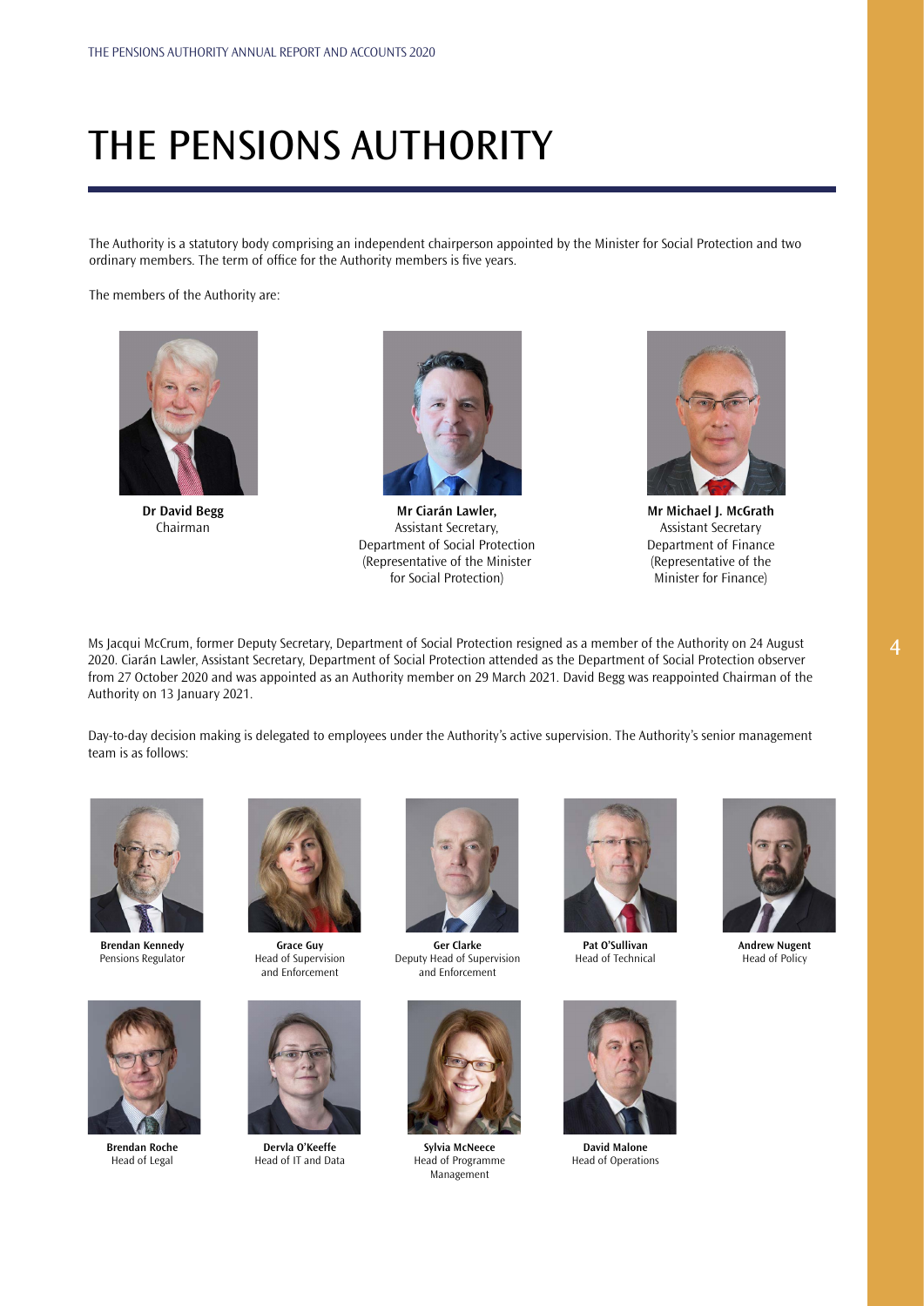# THE PENSIONS AUTHORITY

The Authority is a statutory body comprising an independent chairperson appointed by the Minister for Social Protection and two ordinary members. The term of office for the Authority members is five years.

The members of the Authority are:

**Dr David Begg**
Chairman

**Mr Ciarán Lawler,**
Assistant Secretary,
Department of Social Protection
(Representative of the Minister for Social Protection)

**Mr Michael J. McGrath**
Assistant Secretary
Department of Finance
(Representative of the Minister for Finance)

Ms Jacqui McCrum, former Deputy Secretary, Department of Social Protection resigned as a member of the Authority on 24 August 2020. Ciarán Lawler, Assistant Secretary, Department of Social Protection attended as the Department of Social Protection observer from 27 October 2020 and was appointed as an Authority member on 29 March 2021. David Begg was reappointed Chairman of the Authority on 13 January 2021.

Day-to-day decision making is delegated to employees under the Authority's active supervision. The Authority's senior management team is as follows:

**Brendan Kennedy**
Pensions Regulator

**Grace Guy**
Head of Supervision and Enforcement

**Ger Clarke**
Deputy Head of Supervision and Enforcement

**Pat O'Sullivan**
Head of Technical

**Andrew Nugent**
Head of Policy

**Brendan Roche**
Head of Legal

**Dervla O'Keeffe**
Head of IT and Data

**Sylvia McNeece**
Head of Programme Management

**David Malone**
Head of Operations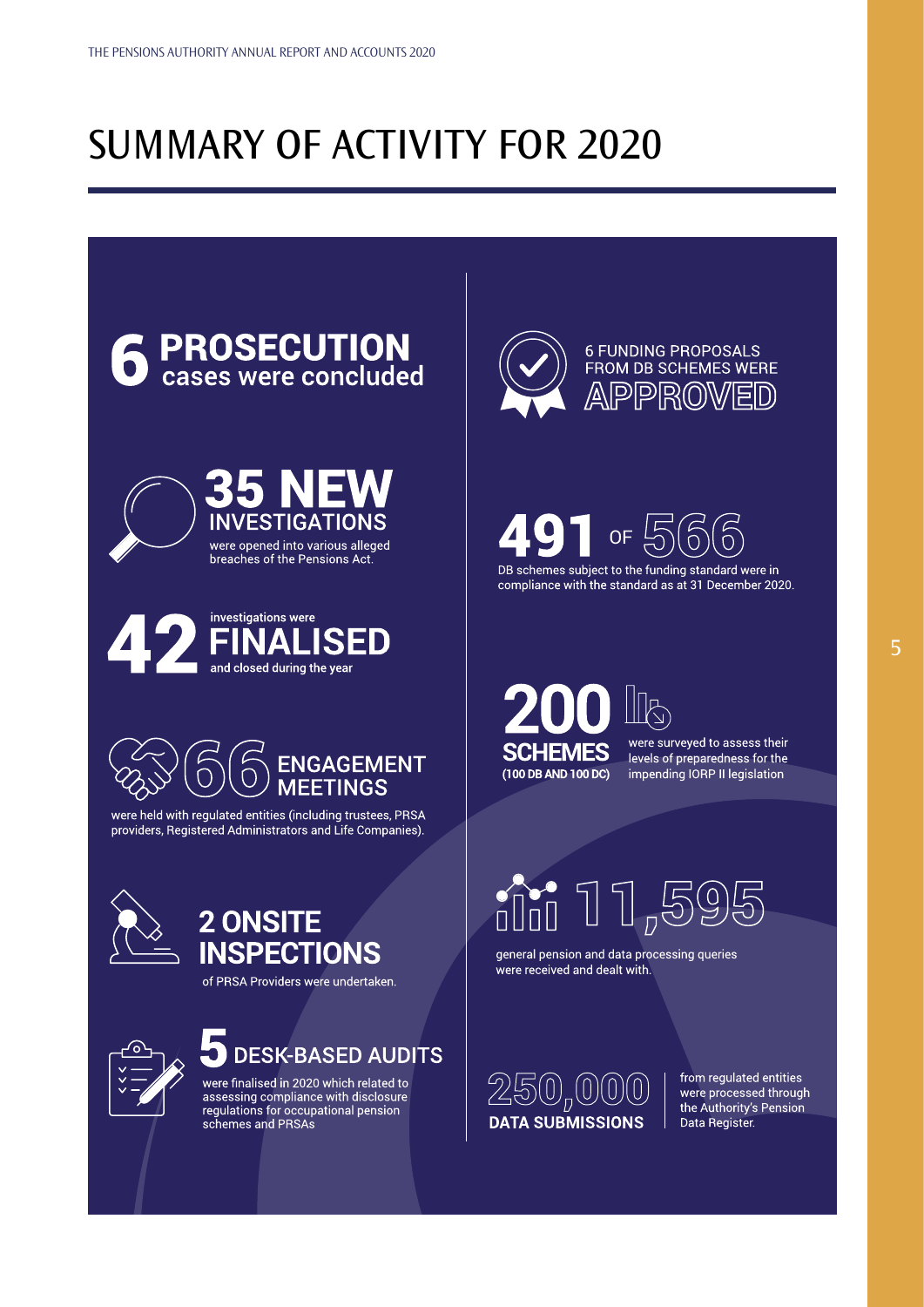# SUMMARY OF ACTIVITY FOR 2020

**6 PROSECUTION** cases were concluded

**35 NEW INVESTIGATIONS** were opened into various alleged breaches of the Pensions Act.

**42** investigations were **FINALISED** and closed during the year

**66 ENGAGEMENT MEETINGS** were held with regulated entities (including trustees, PRSA providers, Registered Administrators and Life Companies).

**2 ONSITE INSPECTIONS** of PRSA Providers were undertaken.

**5 DESK-BASED AUDITS** were finalised in 2020 which related to assessing compliance with disclosure regulations for occupational pension schemes and PRSAs

**6 FUNDING PROPOSALS FROM DB SCHEMES WERE APPROVED**

**491 OF 566** DB schemes subject to the funding standard were in compliance with the standard as at 31 December 2020.

**200 SCHEMES (100 DB AND 100 DC)** were surveyed to assess their levels of preparedness for the impending IORP II legislation

**11,595** general pension and data processing queries were received and dealt with.

**250,000 DATA SUBMISSIONS** from regulated entities were processed through the Authority's Pension Data Register.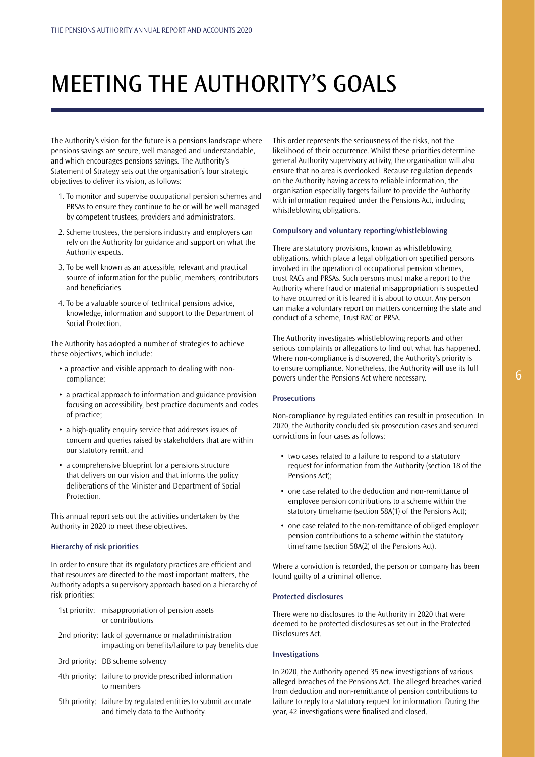# MEETING THE AUTHORITY'S GOALS

The Authority's vision for the future is a pensions landscape where pensions savings are secure, well managed and understandable, and which encourages pensions savings. The Authority's Statement of Strategy sets out the organisation's four strategic objectives to deliver its vision, as follows:

1. To monitor and supervise occupational pension schemes and PRSAs to ensure they continue to be or will be well managed by competent trustees, providers and administrators.
2. Scheme trustees, the pensions industry and employers can rely on the Authority for guidance and support on what the Authority expects.
3. To be well known as an accessible, relevant and practical source of information for the public, members, contributors and beneficiaries.
4. To be a valuable source of technical pensions advice, knowledge, information and support to the Department of Social Protection.

The Authority has adopted a number of strategies to achieve these objectives, which include:

- a proactive and visible approach to dealing with non-compliance;
- a practical approach to information and guidance provision focusing on accessibility, best practice documents and codes of practice;
- a high-quality enquiry service that addresses issues of concern and queries raised by stakeholders that are within our statutory remit; and
- a comprehensive blueprint for a pensions structure that delivers on our vision and that informs the policy deliberations of the Minister and Department of Social Protection.

This annual report sets out the activities undertaken by the Authority in 2020 to meet these objectives.

### Hierarchy of risk priorities

In order to ensure that its regulatory practices are efficient and that resources are directed to the most important matters, the Authority adopts a supervisory approach based on a hierarchy of risk priorities:

- 1st priority: misappropriation of pension assets or contributions
- 2nd priority: lack of governance or maladministration impacting on benefits/failure to pay benefits due
- 3rd priority: DB scheme solvency
- 4th priority: failure to provide prescribed information to members
- 5th priority: failure by regulated entities to submit accurate and timely data to the Authority.

This order represents the seriousness of the risks, not the likelihood of their occurrence. Whilst these priorities determine general Authority supervisory activity, the organisation will also ensure that no area is overlooked. Because regulation depends on the Authority having access to reliable information, the organisation especially targets failure to provide the Authority with information required under the Pensions Act, including whistleblowing obligations.

### Compulsory and voluntary reporting/whistleblowing

There are statutory provisions, known as whistleblowing obligations, which place a legal obligation on specified persons involved in the operation of occupational pension schemes, trust RACs and PRSAs. Such persons must make a report to the Authority where fraud or material misappropriation is suspected to have occurred or it is feared it is about to occur. Any person can make a voluntary report on matters concerning the state and conduct of a scheme, Trust RAC or PRSA.

The Authority investigates whistleblowing reports and other serious complaints or allegations to find out what has happened. Where non-compliance is discovered, the Authority's priority is to ensure compliance. Nonetheless, the Authority will use its full powers under the Pensions Act where necessary.

### Prosecutions

Non-compliance by regulated entities can result in prosecution. In 2020, the Authority concluded six prosecution cases and secured convictions in four cases as follows:

- two cases related to a failure to respond to a statutory request for information from the Authority (section 18 of the Pensions Act);
- one case related to the deduction and non-remittance of employee pension contributions to a scheme within the statutory timeframe (section 58A(1) of the Pensions Act);
- one case related to the non-remittance of obliged employer pension contributions to a scheme within the statutory timeframe (section 58A(2) of the Pensions Act).

Where a conviction is recorded, the person or company has been found guilty of a criminal offence.

### Protected disclosures

There were no disclosures to the Authority in 2020 that were deemed to be protected disclosures as set out in the Protected Disclosures Act.

### Investigations

In 2020, the Authority opened 35 new investigations of various alleged breaches of the Pensions Act. The alleged breaches varied from deduction and non-remittance of pension contributions to failure to reply to a statutory request for information. During the year, 42 investigations were finalised and closed.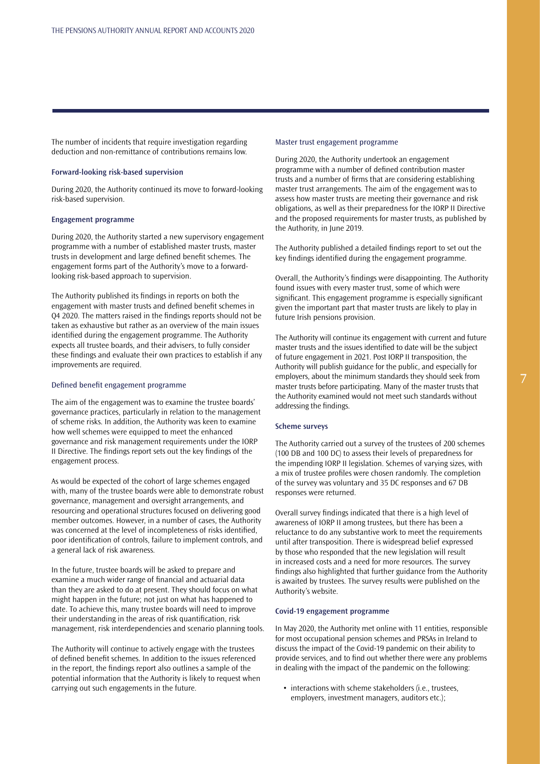The number of incidents that require investigation regarding deduction and non-remittance of contributions remains low.

### Forward-looking risk-based supervision

During 2020, the Authority continued its move to forward-looking risk-based supervision.

### Engagement programme

During 2020, the Authority started a new supervisory engagement programme with a number of established master trusts, master trusts in development and large defined benefit schemes. The engagement forms part of the Authority's move to a forward-looking risk-based approach to supervision.

The Authority published its findings in reports on both the engagement with master trusts and defined benefit schemes in Q4 2020. The matters raised in the findings reports should not be taken as exhaustive but rather as an overview of the main issues identified during the engagement programme. The Authority expects all trustee boards, and their advisers, to fully consider these findings and evaluate their own practices to establish if any improvements are required.

#### Defined benefit engagement programme

The aim of the engagement was to examine the trustee boards' governance practices, particularly in relation to the management of scheme risks. In addition, the Authority was keen to examine how well schemes were equipped to meet the enhanced governance and risk management requirements under the IORP II Directive. The findings report sets out the key findings of the engagement process.

As would be expected of the cohort of large schemes engaged with, many of the trustee boards were able to demonstrate robust governance, management and oversight arrangements, and resourcing and operational structures focused on delivering good member outcomes. However, in a number of cases, the Authority was concerned at the level of incompleteness of risks identified, poor identification of controls, failure to implement controls, and a general lack of risk awareness.

In the future, trustee boards will be asked to prepare and examine a much wider range of financial and actuarial data than they are asked to do at present. They should focus on what might happen in the future; not just on what has happened to date. To achieve this, many trustee boards will need to improve their understanding in the areas of risk quantification, risk management, risk interdependencies and scenario planning tools.

The Authority will continue to actively engage with the trustees of defined benefit schemes. In addition to the issues referenced in the report, the findings report also outlines a sample of the potential information that the Authority is likely to request when carrying out such engagements in the future.

#### Master trust engagement programme

During 2020, the Authority undertook an engagement programme with a number of defined contribution master trusts and a number of firms that are considering establishing master trust arrangements. The aim of the engagement was to assess how master trusts are meeting their governance and risk obligations, as well as their preparedness for the IORP II Directive and the proposed requirements for master trusts, as published by the Authority, in June 2019.

The Authority published a detailed findings report to set out the key findings identified during the engagement programme.

Overall, the Authority's findings were disappointing. The Authority found issues with every master trust, some of which were significant. This engagement programme is especially significant given the important part that master trusts are likely to play in future Irish pensions provision.

The Authority will continue its engagement with current and future master trusts and the issues identified to date will be the subject of future engagement in 2021. Post IORP II transposition, the Authority will publish guidance for the public, and especially for employers, about the minimum standards they should seek from master trusts before participating. Many of the master trusts that the Authority examined would not meet such standards without addressing the findings.

### Scheme surveys

The Authority carried out a survey of the trustees of 200 schemes (100 DB and 100 DC) to assess their levels of preparedness for the impending IORP II legislation. Schemes of varying sizes, with a mix of trustee profiles were chosen randomly. The completion of the survey was voluntary and 35 DC responses and 67 DB responses were returned.

Overall survey findings indicated that there is a high level of awareness of IORP II among trustees, but there has been a reluctance to do any substantive work to meet the requirements until after transposition. There is widespread belief expressed by those who responded that the new legislation will result in increased costs and a need for more resources. The survey findings also highlighted that further guidance from the Authority is awaited by trustees. The survey results were published on the Authority's website.

### Covid-19 engagement programme

In May 2020, the Authority met online with 11 entities, responsible for most occupational pension schemes and PRSAs in Ireland to discuss the impact of the Covid-19 pandemic on their ability to provide services, and to find out whether there were any problems in dealing with the impact of the pandemic on the following:

- interactions with scheme stakeholders (i.e., trustees, employers, investment managers, auditors etc.);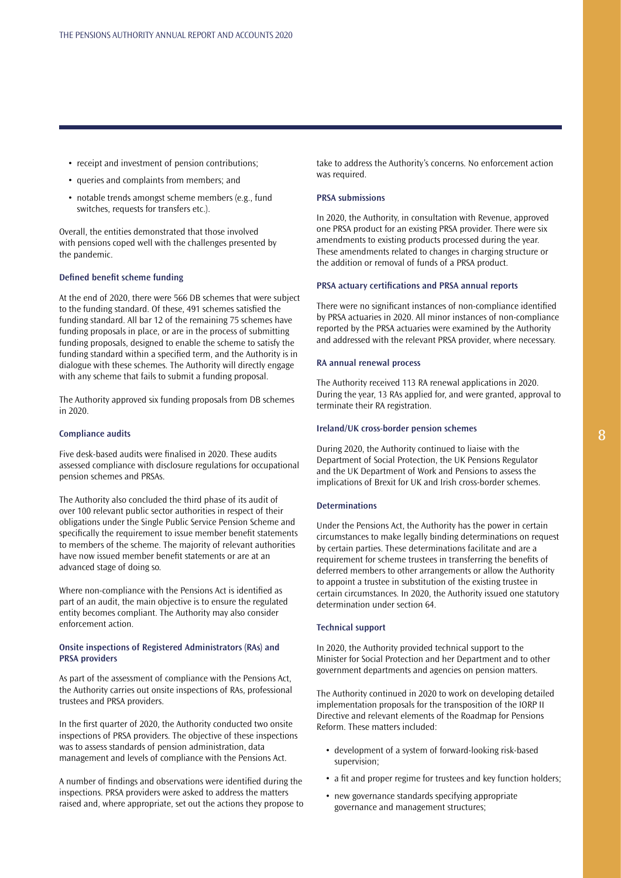- receipt and investment of pension contributions;
- queries and complaints from members; and
- notable trends amongst scheme members (e.g., fund switches, requests for transfers etc.).

Overall, the entities demonstrated that those involved with pensions coped well with the challenges presented by the pandemic.

**Defined benefit scheme funding**

At the end of 2020, there were 566 DB schemes that were subject to the funding standard. Of these, 491 schemes satisfied the funding standard. All bar 12 of the remaining 75 schemes have funding proposals in place, or are in the process of submitting funding proposals, designed to enable the scheme to satisfy the funding standard within a specified term, and the Authority is in dialogue with these schemes. The Authority will directly engage with any scheme that fails to submit a funding proposal.

The Authority approved six funding proposals from DB schemes in 2020.

**Compliance audits**

Five desk-based audits were finalised in 2020. These audits assessed compliance with disclosure regulations for occupational pension schemes and PRSAs.

The Authority also concluded the third phase of its audit of over 100 relevant public sector authorities in respect of their obligations under the Single Public Service Pension Scheme and specifically the requirement to issue member benefit statements to members of the scheme. The majority of relevant authorities have now issued member benefit statements or are at an advanced stage of doing so.

Where non-compliance with the Pensions Act is identified as part of an audit, the main objective is to ensure the regulated entity becomes compliant. The Authority may also consider enforcement action.

**Onsite inspections of Registered Administrators (RAs) and PRSA providers**

As part of the assessment of compliance with the Pensions Act, the Authority carries out onsite inspections of RAs, professional trustees and PRSA providers.

In the first quarter of 2020, the Authority conducted two onsite inspections of PRSA providers. The objective of these inspections was to assess standards of pension administration, data management and levels of compliance with the Pensions Act.

A number of findings and observations were identified during the inspections. PRSA providers were asked to address the matters raised and, where appropriate, set out the actions they propose to take to address the Authority's concerns. No enforcement action was required.

**PRSA submissions**

In 2020, the Authority, in consultation with Revenue, approved one PRSA product for an existing PRSA provider. There were six amendments to existing products processed during the year. These amendments related to changes in charging structure or the addition or removal of funds of a PRSA product.

**PRSA actuary certifications and PRSA annual reports**

There were no significant instances of non-compliance identified by PRSA actuaries in 2020. All minor instances of non-compliance reported by the PRSA actuaries were examined by the Authority and addressed with the relevant PRSA provider, where necessary.

**RA annual renewal process**

The Authority received 113 RA renewal applications in 2020. During the year, 13 RAs applied for, and were granted, approval to terminate their RA registration.

**Ireland/UK cross-border pension schemes**

During 2020, the Authority continued to liaise with the Department of Social Protection, the UK Pensions Regulator and the UK Department of Work and Pensions to assess the implications of Brexit for UK and Irish cross-border schemes.

**Determinations**

Under the Pensions Act, the Authority has the power in certain circumstances to make legally binding determinations on request by certain parties. These determinations facilitate and are a requirement for scheme trustees in transferring the benefits of deferred members to other arrangements or allow the Authority to appoint a trustee in substitution of the existing trustee in certain circumstances. In 2020, the Authority issued one statutory determination under section 64.

**Technical support**

In 2020, the Authority provided technical support to the Minister for Social Protection and her Department and to other government departments and agencies on pension matters.

The Authority continued in 2020 to work on developing detailed implementation proposals for the transposition of the IORP II Directive and relevant elements of the Roadmap for Pensions Reform. These matters included:

- development of a system of forward-looking risk-based supervision;
- a fit and proper regime for trustees and key function holders;
- new governance standards specifying appropriate governance and management structures;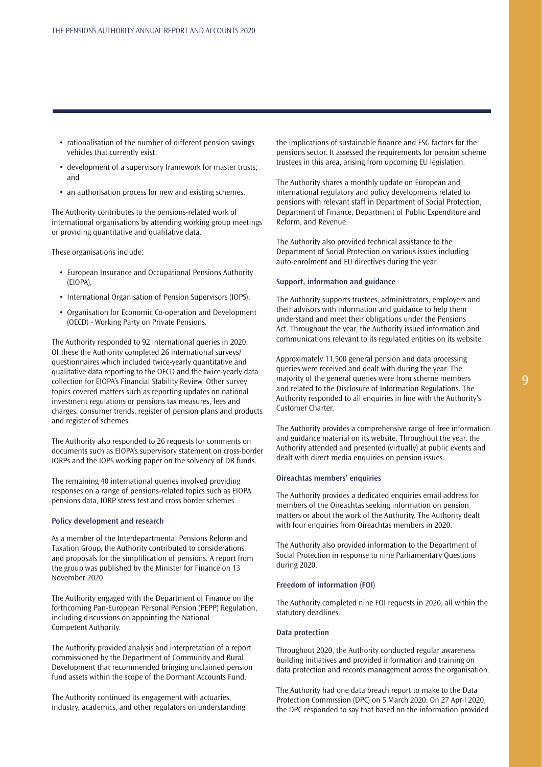- rationalisation of the number of different pension savings vehicles that currently exist;
- development of a supervisory framework for master trusts; and
- an authorisation process for new and existing schemes.

The Authority contributes to the pensions-related work of international organisations by attending working group meetings or providing quantitative and qualitative data.

These organisations include:

- European Insurance and Occupational Pensions Authority (EIOPA),
- International Organisation of Pension Supervisors (IOPS),
- Organisation for Economic Co-operation and Development (OECD) - Working Party on Private Pensions.

The Authority responded to 92 international queries in 2020. Of these the Authority completed 26 international surveys/ questionnaires which included twice-yearly quantitative and qualitative data reporting to the OECD and the twice-yearly data collection for EIOPA's Financial Stability Review. Other survey topics covered matters such as reporting updates on national investment regulations or pensions tax measures, fees and charges, consumer trends, register of pension plans and products and register of schemes.

The Authority also responded to 26 requests for comments on documents such as EIOPA's supervisory statement on cross-border IORPs and the IOPS working paper on the solvency of DB funds.

The remaining 40 international queries involved providing responses on a range of pensions-related topics such as EIOPA pensions data, IORP stress test and cross border schemes.

### Policy development and research

As a member of the Interdepartmental Pensions Reform and Taxation Group, the Authority contributed to considerations and proposals for the simplification of pensions. A report from the group was published by the Minister for Finance on 13 November 2020.

The Authority engaged with the Department of Finance on the forthcoming Pan-European Personal Pension (PEPP) Regulation, including discussions on appointing the National Competent Authority.

The Authority provided analysis and interpretation of a report commissioned by the Department of Community and Rural Development that recommended bringing unclaimed pension fund assets within the scope of the Dormant Accounts Fund.

The Authority continued its engagement with actuaries, industry, academics, and other regulators on understanding the implications of sustainable finance and ESG factors for the pensions sector. It assessed the requirements for pension scheme trustees in this area, arising from upcoming EU legislation.

The Authority shares a monthly update on European and international regulatory and policy developments related to pensions with relevant staff in Department of Social Protection, Department of Finance, Department of Public Expenditure and Reform, and Revenue.

The Authority also provided technical assistance to the Department of Social Protection on various issues including auto-enrolment and EU directives during the year.

### Support, information and guidance

The Authority supports trustees, administrators, employers and their advisors with information and guidance to help them understand and meet their obligations under the Pensions Act. Throughout the year, the Authority issued information and communications relevant to its regulated entities on its website.

Approximately 11,500 general pension and data processing queries were received and dealt with during the year. The majority of the general queries were from scheme members and related to the Disclosure of Information Regulations. The Authority responded to all enquiries in line with the Authority's Customer Charter.

The Authority provides a comprehensive range of free information and guidance material on its website. Throughout the year, the Authority attended and presented (virtually) at public events and dealt with direct media enquiries on pension issues.

### Oireachtas members' enquiries

The Authority provides a dedicated enquiries email address for members of the Oireachtas seeking information on pension matters or about the work of the Authority. The Authority dealt with four enquiries from Oireachtas members in 2020.

The Authority also provided information to the Department of Social Protection in response to nine Parliamentary Questions during 2020.

### Freedom of information (FOI)

The Authority completed nine FOI requests in 2020, all within the statutory deadlines.

### Data protection

Throughout 2020, the Authority conducted regular awareness building initiatives and provided information and training on data protection and records management across the organisation.

The Authority had one data breach report to make to the Data Protection Commission (DPC) on 5 March 2020. On 27 April 2020, the DPC responded to say that based on the information provided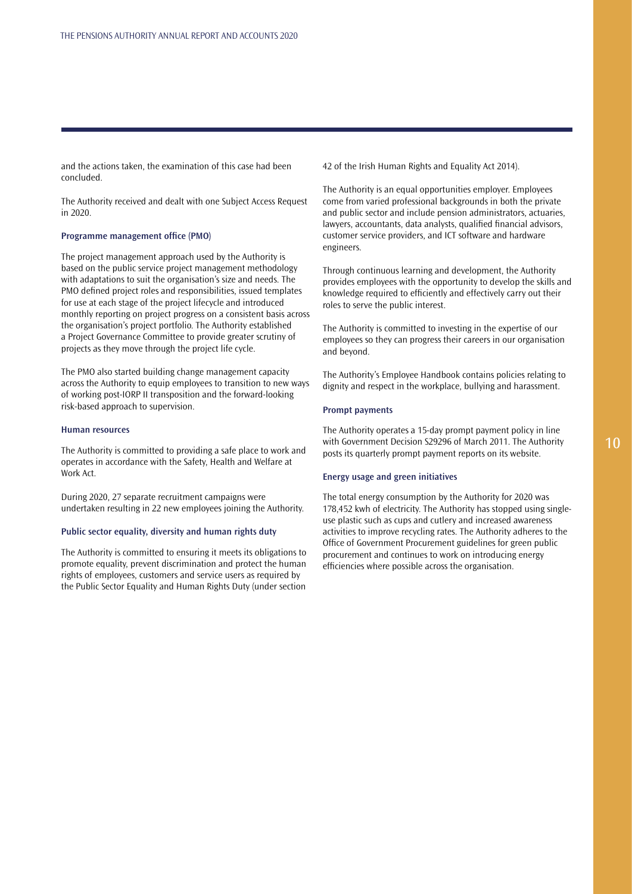and the actions taken, the examination of this case had been concluded.

The Authority received and dealt with one Subject Access Request in 2020.

### Programme management office (PMO)

The project management approach used by the Authority is based on the public service project management methodology with adaptations to suit the organisation's size and needs. The PMO defined project roles and responsibilities, issued templates for use at each stage of the project lifecycle and introduced monthly reporting on project progress on a consistent basis across the organisation's project portfolio. The Authority established a Project Governance Committee to provide greater scrutiny of projects as they move through the project life cycle.

The PMO also started building change management capacity across the Authority to equip employees to transition to new ways of working post-IORP II transposition and the forward-looking risk-based approach to supervision.

### Human resources

The Authority is committed to providing a safe place to work and operates in accordance with the Safety, Health and Welfare at Work Act.

During 2020, 27 separate recruitment campaigns were undertaken resulting in 22 new employees joining the Authority.

### Public sector equality, diversity and human rights duty

The Authority is committed to ensuring it meets its obligations to promote equality, prevent discrimination and protect the human rights of employees, customers and service users as required by the Public Sector Equality and Human Rights Duty (under section 42 of the Irish Human Rights and Equality Act 2014).

The Authority is an equal opportunities employer. Employees come from varied professional backgrounds in both the private and public sector and include pension administrators, actuaries, lawyers, accountants, data analysts, qualified financial advisors, customer service providers, and ICT software and hardware engineers.

Through continuous learning and development, the Authority provides employees with the opportunity to develop the skills and knowledge required to efficiently and effectively carry out their roles to serve the public interest.

The Authority is committed to investing in the expertise of our employees so they can progress their careers in our organisation and beyond.

The Authority's Employee Handbook contains policies relating to dignity and respect in the workplace, bullying and harassment.

### Prompt payments

The Authority operates a 15-day prompt payment policy in line with Government Decision S29296 of March 2011. The Authority posts its quarterly prompt payment reports on its website.

### Energy usage and green initiatives

The total energy consumption by the Authority for 2020 was 178,452 kwh of electricity. The Authority has stopped using single-use plastic such as cups and cutlery and increased awareness activities to improve recycling rates. The Authority adheres to the Office of Government Procurement guidelines for green public procurement and continues to work on introducing energy efficiencies where possible across the organisation.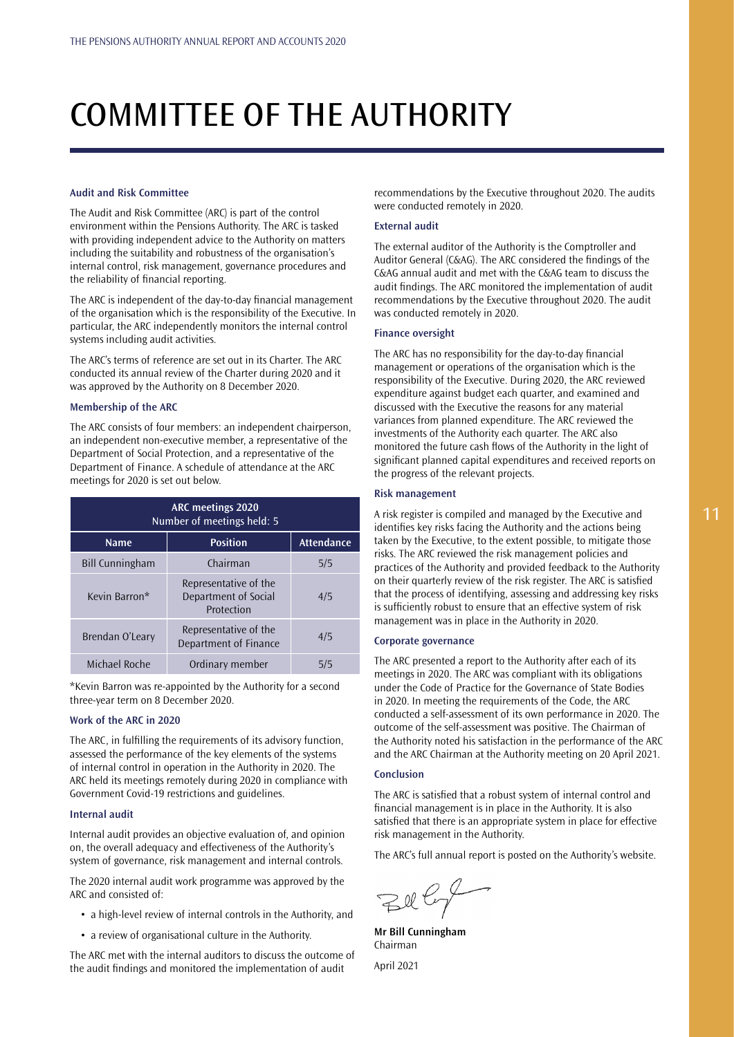# COMMITTEE OF THE AUTHORITY

### Audit and Risk Committee

The Audit and Risk Committee (ARC) is part of the control environment within the Pensions Authority. The ARC is tasked with providing independent advice to the Authority on matters including the suitability and robustness of the organisation's internal control, risk management, governance procedures and the reliability of financial reporting.

The ARC is independent of the day-to-day financial management of the organisation which is the responsibility of the Executive. In particular, the ARC independently monitors the internal control systems including audit activities.

The ARC's terms of reference are set out in its Charter. The ARC conducted its annual review of the Charter during 2020 and it was approved by the Authority on 8 December 2020.

### Membership of the ARC

The ARC consists of four members: an independent chairperson, an independent non-executive member, a representative of the Department of Social Protection, and a representative of the Department of Finance. A schedule of attendance at the ARC meetings for 2020 is set out below.

| ARC meetings 2020 Number of meetings held: 5 | | |
|---|---|---|
| **Name** | **Position** | **Attendance** |
| Bill Cunningham | Chairman | 5/5 |
| Kevin Barron* | Representative of the Department of Social Protection | 4/5 |
| Brendan O'Leary | Representative of the Department of Finance | 4/5 |
| Michael Roche | Ordinary member | 5/5 |

*Kevin Barron was re-appointed by the Authority for a second three-year term on 8 December 2020.

### Work of the ARC in 2020

The ARC, in fulfilling the requirements of its advisory function, assessed the performance of the key elements of the systems of internal control in operation in the Authority in 2020. The ARC held its meetings remotely during 2020 in compliance with Government Covid-19 restrictions and guidelines.

### Internal audit

Internal audit provides an objective evaluation of, and opinion on, the overall adequacy and effectiveness of the Authority's system of governance, risk management and internal controls.

The 2020 internal audit work programme was approved by the ARC and consisted of:

- a high-level review of internal controls in the Authority, and
- a review of organisational culture in the Authority.

The ARC met with the internal auditors to discuss the outcome of the audit findings and monitored the implementation of audit recommendations by the Executive throughout 2020. The audits were conducted remotely in 2020.

### External audit

The external auditor of the Authority is the Comptroller and Auditor General (C&AG). The ARC considered the findings of the C&AG annual audit and met with the C&AG team to discuss the audit findings. The ARC monitored the implementation of audit recommendations by the Executive throughout 2020. The audit was conducted remotely in 2020.

### Finance oversight

The ARC has no responsibility for the day-to-day financial management or operations of the organisation which is the responsibility of the Executive. During 2020, the ARC reviewed expenditure against budget each quarter, and examined and discussed with the Executive the reasons for any material variances from planned expenditure. The ARC reviewed the investments of the Authority each quarter. The ARC also monitored the future cash flows of the Authority in the light of significant planned capital expenditures and received reports on the progress of the relevant projects.

### Risk management

A risk register is compiled and managed by the Executive and identifies key risks facing the Authority and the actions being taken by the Executive, to the extent possible, to mitigate those risks. The ARC reviewed the risk management policies and practices of the Authority and provided feedback to the Authority on their quarterly review of the risk register. The ARC is satisfied that the process of identifying, assessing and addressing key risks is sufficiently robust to ensure that an effective system of risk management was in place in the Authority in 2020.

### Corporate governance

The ARC presented a report to the Authority after each of its meetings in 2020. The ARC was compliant with its obligations under the Code of Practice for the Governance of State Bodies in 2020. In meeting the requirements of the Code, the ARC conducted a self-assessment of its own performance in 2020. The outcome of the self-assessment was positive. The Chairman of the Authority noted his satisfaction in the performance of the ARC and the ARC Chairman at the Authority meeting on 20 April 2021.

### Conclusion

The ARC is satisfied that a robust system of internal control and financial management is in place in the Authority. It is also satisfied that there is an appropriate system in place for effective risk management in the Authority.

The ARC's full annual report is posted on the Authority's website.

**Mr Bill Cunningham**
Chairman

April 2021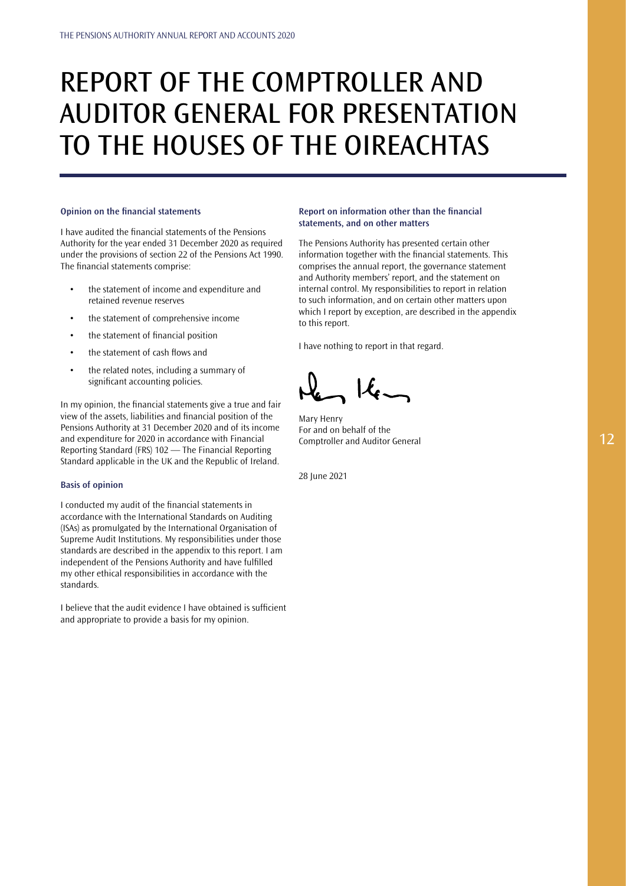# REPORT OF THE COMPTROLLER AND AUDITOR GENERAL FOR PRESENTATION TO THE HOUSES OF THE OIREACHTAS

### Opinion on the financial statements

I have audited the financial statements of the Pensions Authority for the year ended 31 December 2020 as required under the provisions of section 22 of the Pensions Act 1990. The financial statements comprise:

- the statement of income and expenditure and retained revenue reserves
- the statement of comprehensive income
- the statement of financial position
- the statement of cash flows and
- the related notes, including a summary of significant accounting policies.

In my opinion, the financial statements give a true and fair view of the assets, liabilities and financial position of the Pensions Authority at 31 December 2020 and of its income and expenditure for 2020 in accordance with Financial Reporting Standard (FRS) 102 — The Financial Reporting Standard applicable in the UK and the Republic of Ireland.

### Basis of opinion

I conducted my audit of the financial statements in accordance with the International Standards on Auditing (ISAs) as promulgated by the International Organisation of Supreme Audit Institutions. My responsibilities under those standards are described in the appendix to this report. I am independent of the Pensions Authority and have fulfilled my other ethical responsibilities in accordance with the standards.

I believe that the audit evidence I have obtained is sufficient and appropriate to provide a basis for my opinion.

### Report on information other than the financial statements, and on other matters

The Pensions Authority has presented certain other information together with the financial statements. This comprises the annual report, the governance statement and Authority members' report, and the statement on internal control. My responsibilities to report in relation to such information, and on certain other matters upon which I report by exception, are described in the appendix to this report.

I have nothing to report in that regard.

Mary Henry
For and on behalf of the
Comptroller and Auditor General

28 June 2021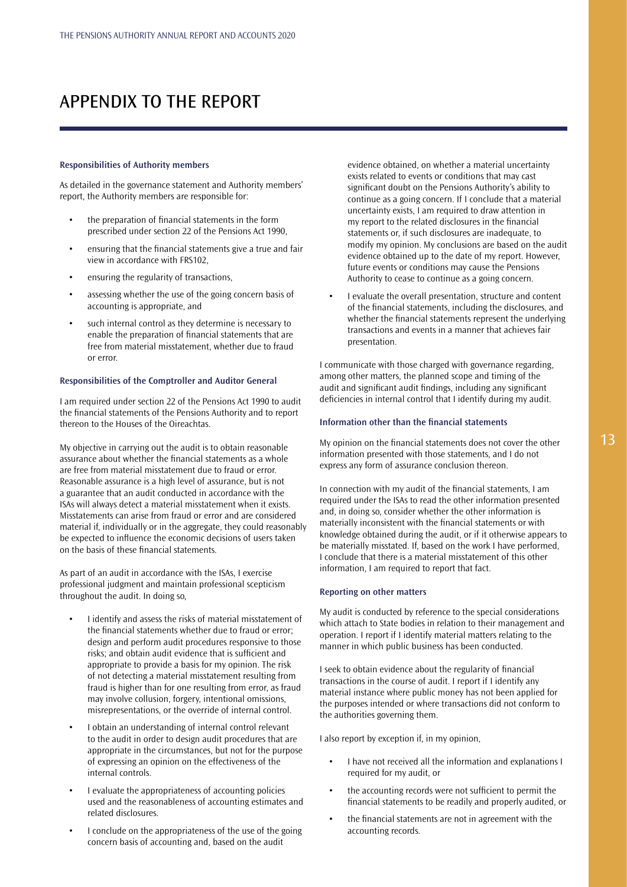# APPENDIX TO THE REPORT

### Responsibilities of Authority members

As detailed in the governance statement and Authority members' report, the Authority members are responsible for:

- the preparation of financial statements in the form prescribed under section 22 of the Pensions Act 1990,
- ensuring that the financial statements give a true and fair view in accordance with FRS102,
- ensuring the regularity of transactions,
- assessing whether the use of the going concern basis of accounting is appropriate, and
- such internal control as they determine is necessary to enable the preparation of financial statements that are free from material misstatement, whether due to fraud or error.

### Responsibilities of the Comptroller and Auditor General

I am required under section 22 of the Pensions Act 1990 to audit the financial statements of the Pensions Authority and to report thereon to the Houses of the Oireachtas.

My objective in carrying out the audit is to obtain reasonable assurance about whether the financial statements as a whole are free from material misstatement due to fraud or error. Reasonable assurance is a high level of assurance, but is not a guarantee that an audit conducted in accordance with the ISAs will always detect a material misstatement when it exists. Misstatements can arise from fraud or error and are considered material if, individually or in the aggregate, they could reasonably be expected to influence the economic decisions of users taken on the basis of these financial statements.

As part of an audit in accordance with the ISAs, I exercise professional judgment and maintain professional scepticism throughout the audit. In doing so,

- I identify and assess the risks of material misstatement of the financial statements whether due to fraud or error; design and perform audit procedures responsive to those risks; and obtain audit evidence that is sufficient and appropriate to provide a basis for my opinion. The risk of not detecting a material misstatement resulting from fraud is higher than for one resulting from error, as fraud may involve collusion, forgery, intentional omissions, misrepresentations, or the override of internal control.
- I obtain an understanding of internal control relevant to the audit in order to design audit procedures that are appropriate in the circumstances, but not for the purpose of expressing an opinion on the effectiveness of the internal controls.
- I evaluate the appropriateness of accounting policies used and the reasonableness of accounting estimates and related disclosures.
- I conclude on the appropriateness of the use of the going concern basis of accounting and, based on the audit evidence obtained, on whether a material uncertainty exists related to events or conditions that may cast significant doubt on the Pensions Authority's ability to continue as a going concern. If I conclude that a material uncertainty exists, I am required to draw attention in my report to the related disclosures in the financial statements or, if such disclosures are inadequate, to modify my opinion. My conclusions are based on the audit evidence obtained up to the date of my report. However, future events or conditions may cause the Pensions Authority to cease to continue as a going concern.
- I evaluate the overall presentation, structure and content of the financial statements, including the disclosures, and whether the financial statements represent the underlying transactions and events in a manner that achieves fair presentation.

I communicate with those charged with governance regarding, among other matters, the planned scope and timing of the audit and significant audit findings, including any significant deficiencies in internal control that I identify during my audit.

### Information other than the financial statements

My opinion on the financial statements does not cover the other information presented with those statements, and I do not express any form of assurance conclusion thereon.

In connection with my audit of the financial statements, I am required under the ISAs to read the other information presented and, in doing so, consider whether the other information is materially inconsistent with the financial statements or with knowledge obtained during the audit, or if it otherwise appears to be materially misstated. If, based on the work I have performed, I conclude that there is a material misstatement of this other information, I am required to report that fact.

### Reporting on other matters

My audit is conducted by reference to the special considerations which attach to State bodies in relation to their management and operation. I report if I identify material matters relating to the manner in which public business has been conducted.

I seek to obtain evidence about the regularity of financial transactions in the course of audit. I report if I identify any material instance where public money has not been applied for the purposes intended or where transactions did not conform to the authorities governing them.

I also report by exception if, in my opinion,

- I have not received all the information and explanations I required for my audit, or
- the accounting records were not sufficient to permit the financial statements to be readily and properly audited, or
- the financial statements are not in agreement with the accounting records.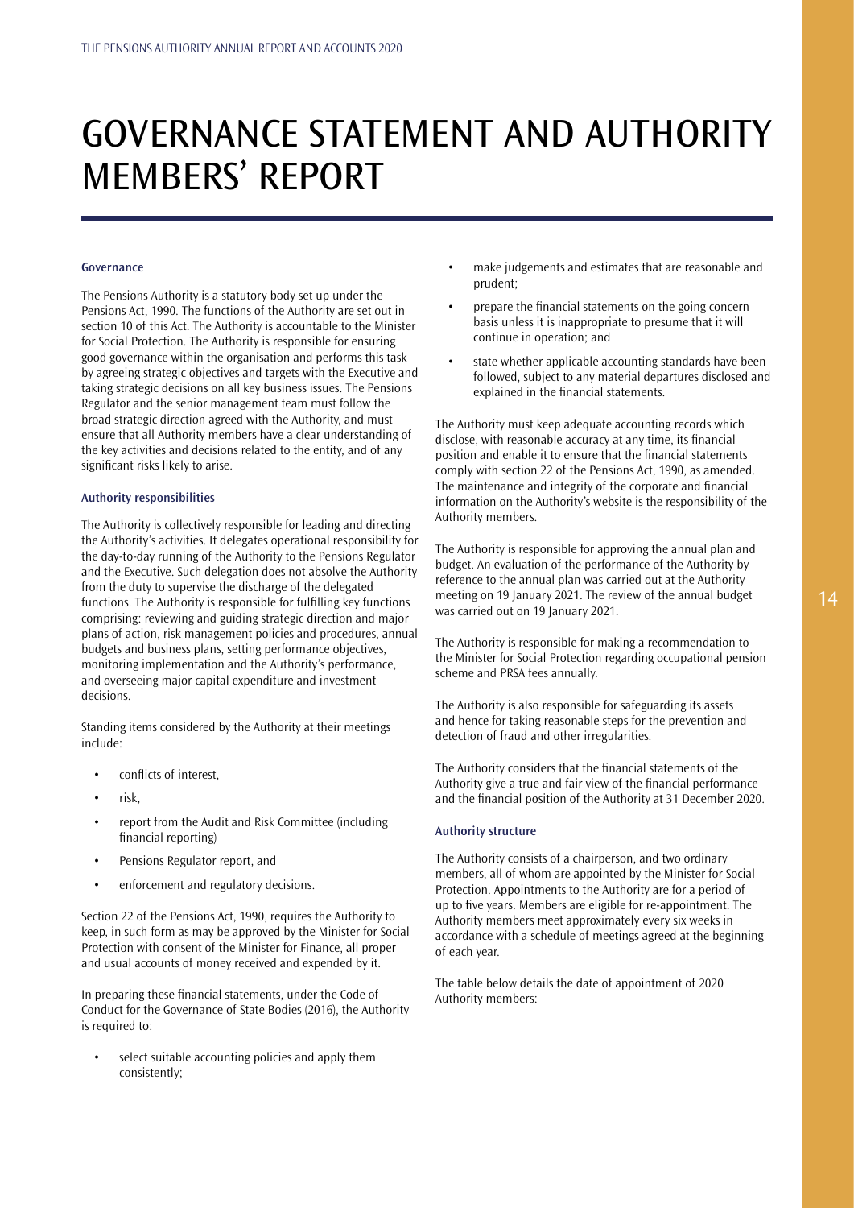# GOVERNANCE STATEMENT AND AUTHORITY MEMBERS' REPORT

### Governance

The Pensions Authority is a statutory body set up under the Pensions Act, 1990. The functions of the Authority are set out in section 10 of this Act. The Authority is accountable to the Minister for Social Protection. The Authority is responsible for ensuring good governance within the organisation and performs this task by agreeing strategic objectives and targets with the Executive and taking strategic decisions on all key business issues. The Pensions Regulator and the senior management team must follow the broad strategic direction agreed with the Authority, and must ensure that all Authority members have a clear understanding of the key activities and decisions related to the entity, and of any significant risks likely to arise.

### Authority responsibilities

The Authority is collectively responsible for leading and directing the Authority's activities. It delegates operational responsibility for the day-to-day running of the Authority to the Pensions Regulator and the Executive. Such delegation does not absolve the Authority from the duty to supervise the discharge of the delegated functions. The Authority is responsible for fulfilling key functions comprising: reviewing and guiding strategic direction and major plans of action, risk management policies and procedures, annual budgets and business plans, setting performance objectives, monitoring implementation and the Authority's performance, and overseeing major capital expenditure and investment decisions.

Standing items considered by the Authority at their meetings include:

- conflicts of interest,
- risk,
- report from the Audit and Risk Committee (including financial reporting)
- Pensions Regulator report, and
- enforcement and regulatory decisions.

Section 22 of the Pensions Act, 1990, requires the Authority to keep, in such form as may be approved by the Minister for Social Protection with consent of the Minister for Finance, all proper and usual accounts of money received and expended by it.

In preparing these financial statements, under the Code of Conduct for the Governance of State Bodies (2016), the Authority is required to:

- select suitable accounting policies and apply them consistently;
- make judgements and estimates that are reasonable and prudent;
- prepare the financial statements on the going concern basis unless it is inappropriate to presume that it will continue in operation; and
- state whether applicable accounting standards have been followed, subject to any material departures disclosed and explained in the financial statements.

The Authority must keep adequate accounting records which disclose, with reasonable accuracy at any time, its financial position and enable it to ensure that the financial statements comply with section 22 of the Pensions Act, 1990, as amended. The maintenance and integrity of the corporate and financial information on the Authority's website is the responsibility of the Authority members.

The Authority is responsible for approving the annual plan and budget. An evaluation of the performance of the Authority by reference to the annual plan was carried out at the Authority meeting on 19 January 2021. The review of the annual budget was carried out on 19 January 2021.

The Authority is responsible for making a recommendation to the Minister for Social Protection regarding occupational pension scheme and PRSA fees annually.

The Authority is also responsible for safeguarding its assets and hence for taking reasonable steps for the prevention and detection of fraud and other irregularities.

The Authority considers that the financial statements of the Authority give a true and fair view of the financial performance and the financial position of the Authority at 31 December 2020.

### Authority structure

The Authority consists of a chairperson, and two ordinary members, all of whom are appointed by the Minister for Social Protection. Appointments to the Authority are for a period of up to five years. Members are eligible for re-appointment. The Authority members meet approximately every six weeks in accordance with a schedule of meetings agreed at the beginning of each year.

The table below details the date of appointment of 2020 Authority members: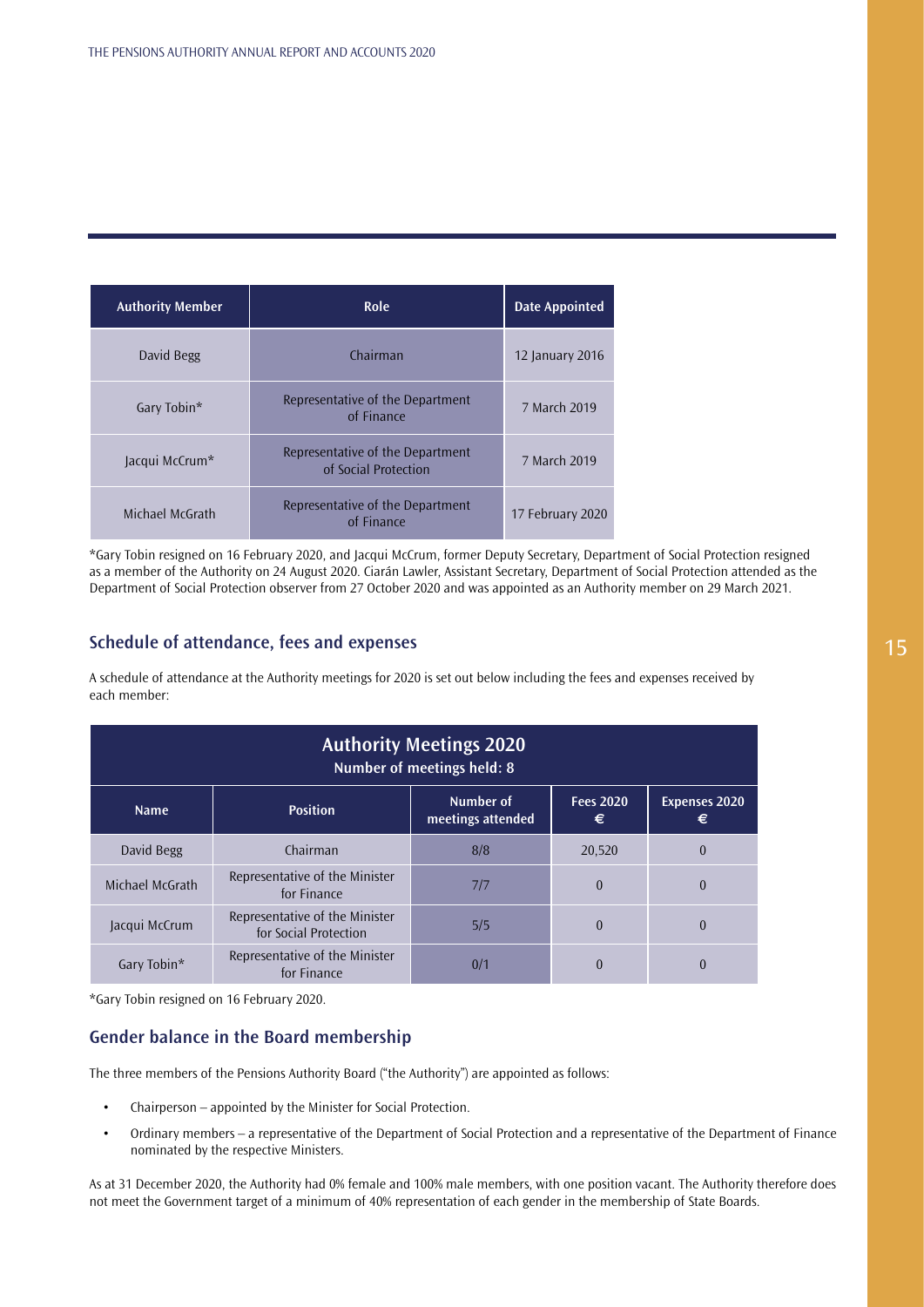| Authority Member | Role | Date Appointed |
| --- | --- | --- |
| David Begg | Chairman | 12 January 2016 |
| Gary Tobin* | Representative of the Department of Finance | 7 March 2019 |
| Jacqui McCrum* | Representative of the Department of Social Protection | 7 March 2019 |
| Michael McGrath | Representative of the Department of Finance | 17 February 2020 |

*Gary Tobin resigned on 16 February 2020, and Jacqui McCrum, former Deputy Secretary, Department of Social Protection resigned as a member of the Authority on 24 August 2020. Ciarán Lawler, Assistant Secretary, Department of Social Protection attended as the Department of Social Protection observer from 27 October 2020 and was appointed as an Authority member on 29 March 2021.

## Schedule of attendance, fees and expenses

A schedule of attendance at the Authority meetings for 2020 is set out below including the fees and expenses received by each member:

| Authority Meetings 2020 Number of meetings held: 8 | | | | |
| --- | --- | --- | --- | --- |
| **Name** | **Position** | **Number of meetings attended** | **Fees 2020 €** | **Expenses 2020 €** |
| David Begg | Chairman | 8/8 | 20,520 | 0 |
| Michael McGrath | Representative of the Minister for Finance | 7/7 | 0 | 0 |
| Jacqui McCrum | Representative of the Minister for Social Protection | 5/5 | 0 | 0 |
| Gary Tobin* | Representative of the Minister for Finance | 0/1 | 0 | 0 |

*Gary Tobin resigned on 16 February 2020.

## Gender balance in the Board membership

The three members of the Pensions Authority Board ("the Authority") are appointed as follows:

- Chairperson – appointed by the Minister for Social Protection.
- Ordinary members – a representative of the Department of Social Protection and a representative of the Department of Finance nominated by the respective Ministers.

As at 31 December 2020, the Authority had 0% female and 100% male members, with one position vacant. The Authority therefore does not meet the Government target of a minimum of 40% representation of each gender in the membership of State Boards.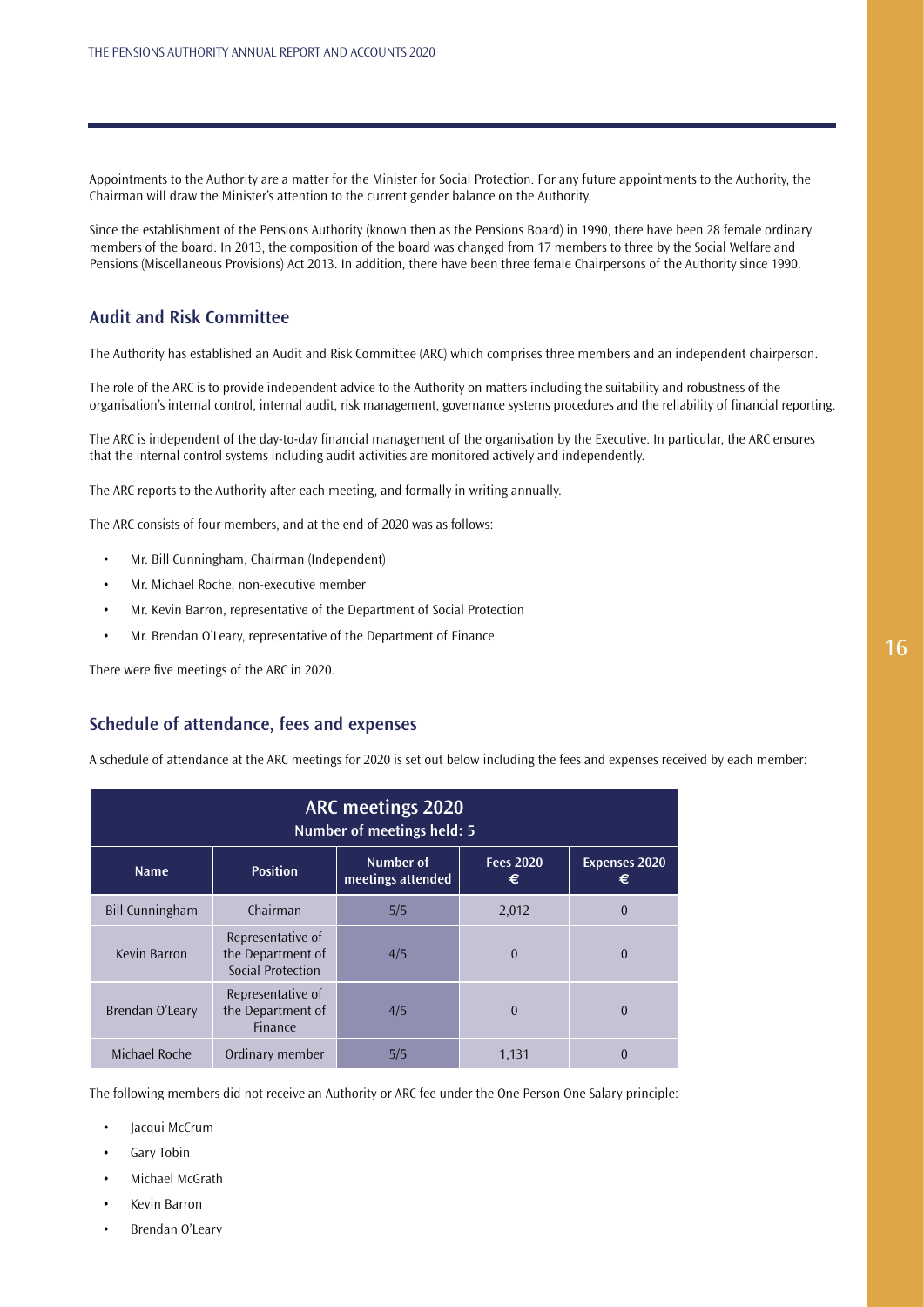Appointments to the Authority are a matter for the Minister for Social Protection. For any future appointments to the Authority, the Chairman will draw the Minister's attention to the current gender balance on the Authority.

Since the establishment of the Pensions Authority (known then as the Pensions Board) in 1990, there have been 28 female ordinary members of the board. In 2013, the composition of the board was changed from 17 members to three by the Social Welfare and Pensions (Miscellaneous Provisions) Act 2013. In addition, there have been three female Chairpersons of the Authority since 1990.

## Audit and Risk Committee

The Authority has established an Audit and Risk Committee (ARC) which comprises three members and an independent chairperson.

The role of the ARC is to provide independent advice to the Authority on matters including the suitability and robustness of the organisation's internal control, internal audit, risk management, governance systems procedures and the reliability of financial reporting.

The ARC is independent of the day-to-day financial management of the organisation by the Executive. In particular, the ARC ensures that the internal control systems including audit activities are monitored actively and independently.

The ARC reports to the Authority after each meeting, and formally in writing annually.

The ARC consists of four members, and at the end of 2020 was as follows:

- Mr. Bill Cunningham, Chairman (Independent)
- Mr. Michael Roche, non-executive member
- Mr. Kevin Barron, representative of the Department of Social Protection
- Mr. Brendan O'Leary, representative of the Department of Finance

There were five meetings of the ARC in 2020.

## Schedule of attendance, fees and expenses

A schedule of attendance at the ARC meetings for 2020 is set out below including the fees and expenses received by each member:

| ARC meetings 2020 Number of meetings held: 5 | | | | |
|---|---|---|---|---|
| **Name** | **Position** | **Number of meetings attended** | **Fees 2020 €** | **Expenses 2020 €** |
| Bill Cunningham | Chairman | 5/5 | 2,012 | 0 |
| Kevin Barron | Representative of the Department of Social Protection | 4/5 | 0 | 0 |
| Brendan O'Leary | Representative of the Department of Finance | 4/5 | 0 | 0 |
| Michael Roche | Ordinary member | 5/5 | 1,131 | 0 |

The following members did not receive an Authority or ARC fee under the One Person One Salary principle:

- Jacqui McCrum
- Gary Tobin
- Michael McGrath
- Kevin Barron
- Brendan O'Leary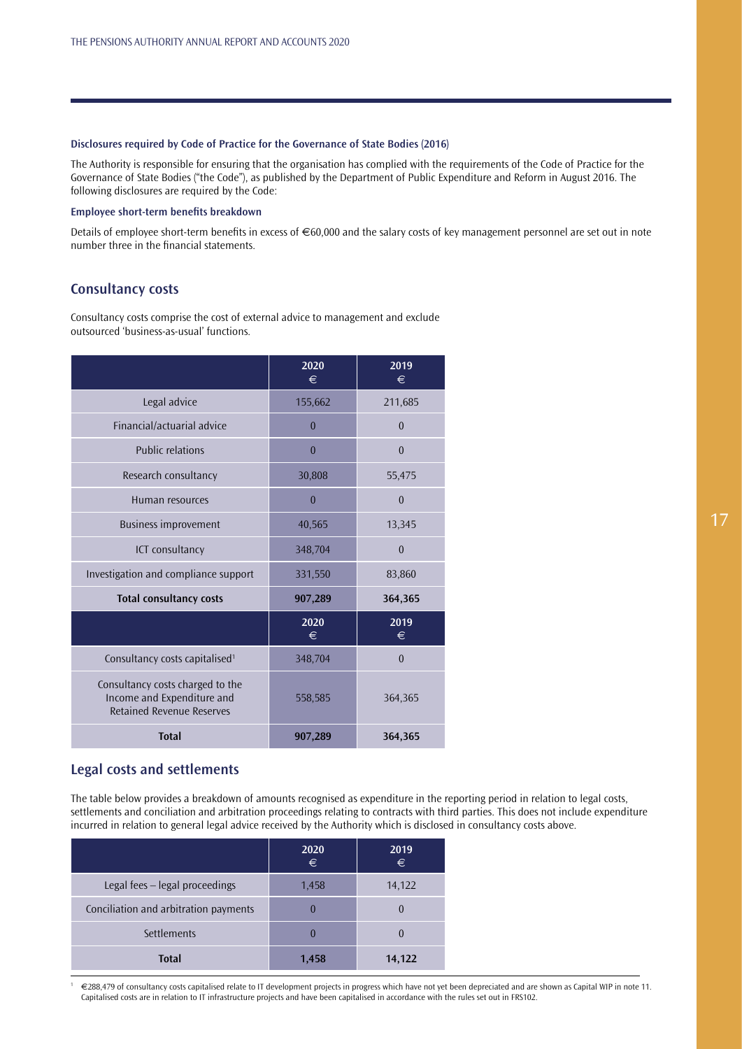#### Disclosures required by Code of Practice for the Governance of State Bodies (2016)

The Authority is responsible for ensuring that the organisation has complied with the requirements of the Code of Practice for the Governance of State Bodies ("the Code"), as published by the Department of Public Expenditure and Reform in August 2016. The following disclosures are required by the Code:

#### Employee short-term benefits breakdown

Details of employee short-term benefits in excess of €60,000 and the salary costs of key management personnel are set out in note number three in the financial statements.

## Consultancy costs

Consultancy costs comprise the cost of external advice to management and exclude outsourced 'business-as-usual' functions.

| | 2020 € | 2019 € |
|---|---|---|
| Legal advice | 155,662 | 211,685 |
| Financial/actuarial advice | 0 | 0 |
| Public relations | 0 | 0 |
| Research consultancy | 30,808 | 55,475 |
| Human resources | 0 | 0 |
| Business improvement | 40,565 | 13,345 |
| ICT consultancy | 348,704 | 0 |
| Investigation and compliance support | 331,550 | 83,860 |
| **Total consultancy costs** | **907,289** | **364,365** |
| | **2020 €** | **2019 €** |
| Consultancy costs capitalised[1] | 348,704 | 0 |
| Consultancy costs charged to the Income and Expenditure and Retained Revenue Reserves | 558,585 | 364,365 |
| **Total** | **907,289** | **364,365** |

## Legal costs and settlements

The table below provides a breakdown of amounts recognised as expenditure in the reporting period in relation to legal costs, settlements and conciliation and arbitration proceedings relating to contracts with third parties. This does not include expenditure incurred in relation to general legal advice received by the Authority which is disclosed in consultancy costs above.

| | 2020 € | 2019 € |
|---|---|---|
| Legal fees – legal proceedings | 1,458 | 14,122 |
| Conciliation and arbitration payments | 0 | 0 |
| Settlements | 0 | 0 |
| **Total** | **1,458** | **14,122** |

[1] €288,479 of consultancy costs capitalised relate to IT development projects in progress which have not yet been depreciated and are shown as Capital WIP in note 11. Capitalised costs are in relation to IT infrastructure projects and have been capitalised in accordance with the rules set out in FRS102.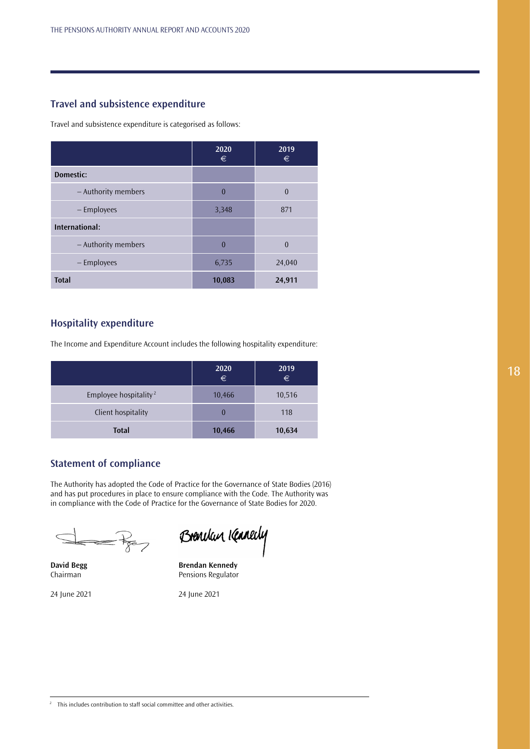## Travel and subsistence expenditure

Travel and subsistence expenditure is categorised as follows:

| | 2020 € | 2019 € |
|---|---|---|
| **Domestic:** | | |
| – Authority members | 0 | 0 |
| – Employees | 3,348 | 871 |
| **International:** | | |
| – Authority members | 0 | 0 |
| – Employees | 6,735 | 24,040 |
| **Total** | **10,083** | **24,911** |

## Hospitality expenditure

The Income and Expenditure Account includes the following hospitality expenditure:

| | 2020 € | 2019 € |
|---|---|---|
| Employee hospitality [2] | 10,466 | 10,516 |
| Client hospitality | 0 | 118 |
| **Total** | **10,466** | **10,634** |

## Statement of compliance

The Authority has adopted the Code of Practice for the Governance of State Bodies (2016) and has put procedures in place to ensure compliance with the Code. The Authority was in compliance with the Code of Practice for the Governance of State Bodies for 2020.

**David Begg**
Chairman

24 June 2021

**Brendan Kennedy**
Pensions Regulator

24 June 2021

[2] This includes contribution to staff social committee and other activities.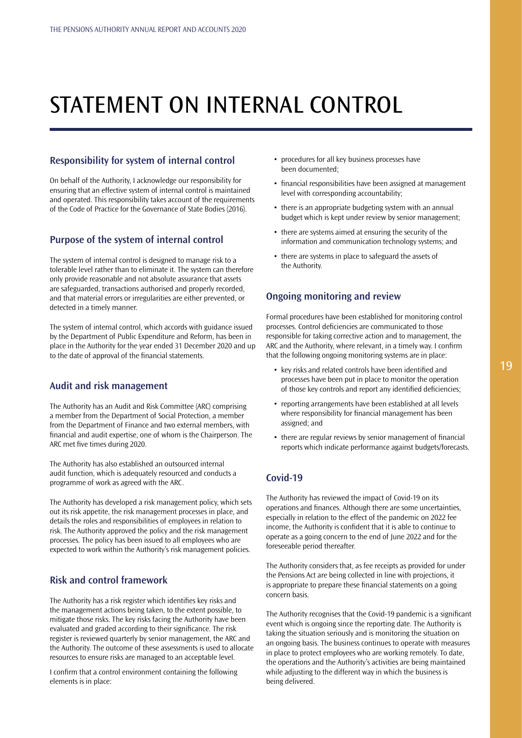# STATEMENT ON INTERNAL CONTROL

## Responsibility for system of internal control

On behalf of the Authority, I acknowledge our responsibility for ensuring that an effective system of internal control is maintained and operated. This responsibility takes account of the requirements of the Code of Practice for the Governance of State Bodies (2016).

## Purpose of the system of internal control

The system of internal control is designed to manage risk to a tolerable level rather than to eliminate it. The system can therefore only provide reasonable and not absolute assurance that assets are safeguarded, transactions authorised and properly recorded, and that material errors or irregularities are either prevented, or detected in a timely manner.

The system of internal control, which accords with guidance issued by the Department of Public Expenditure and Reform, has been in place in the Authority for the year ended 31 December 2020 and up to the date of approval of the financial statements.

## Audit and risk management

The Authority has an Audit and Risk Committee (ARC) comprising a member from the Department of Social Protection, a member from the Department of Finance and two external members, with financial and audit expertise, one of whom is the Chairperson. The ARC met five times during 2020.

The Authority has also established an outsourced internal audit function, which is adequately resourced and conducts a programme of work as agreed with the ARC.

The Authority has developed a risk management policy, which sets out its risk appetite, the risk management processes in place, and details the roles and responsibilities of employees in relation to risk. The Authority approved the policy and the risk management processes. The policy has been issued to all employees who are expected to work within the Authority's risk management policies.

## Risk and control framework

The Authority has a risk register which identifies key risks and the management actions being taken, to the extent possible, to mitigate those risks. The key risks facing the Authority have been evaluated and graded according to their significance. The risk register is reviewed quarterly by senior management, the ARC and the Authority. The outcome of these assessments is used to allocate resources to ensure risks are managed to an acceptable level.

I confirm that a control environment containing the following elements is in place:

- procedures for all key business processes have been documented;
- financial responsibilities have been assigned at management level with corresponding accountability;
- there is an appropriate budgeting system with an annual budget which is kept under review by senior management;
- there are systems aimed at ensuring the security of the information and communication technology systems; and
- there are systems in place to safeguard the assets of the Authority.

## Ongoing monitoring and review

Formal procedures have been established for monitoring control processes. Control deficiencies are communicated to those responsible for taking corrective action and to management, the ARC and the Authority, where relevant, in a timely way. I confirm that the following ongoing monitoring systems are in place:

- key risks and related controls have been identified and processes have been put in place to monitor the operation of those key controls and report any identified deficiencies;
- reporting arrangements have been established at all levels where responsibility for financial management has been assigned; and
- there are regular reviews by senior management of financial reports which indicate performance against budgets/forecasts.

## Covid-19

The Authority has reviewed the impact of Covid-19 on its operations and finances. Although there are some uncertainties, especially in relation to the effect of the pandemic on 2022 fee income, the Authority is confident that it is able to continue to operate as a going concern to the end of June 2022 and for the foreseeable period thereafter.

The Authority considers that, as fee receipts as provided for under the Pensions Act are being collected in line with projections, it is appropriate to prepare these financial statements on a going concern basis.

The Authority recognises that the Covid-19 pandemic is a significant event which is ongoing since the reporting date. The Authority is taking the situation seriously and is monitoring the situation on an ongoing basis. The business continues to operate with measures in place to protect employees who are working remotely. To date, the operations and the Authority's activities are being maintained while adjusting to the different way in which the business is being delivered.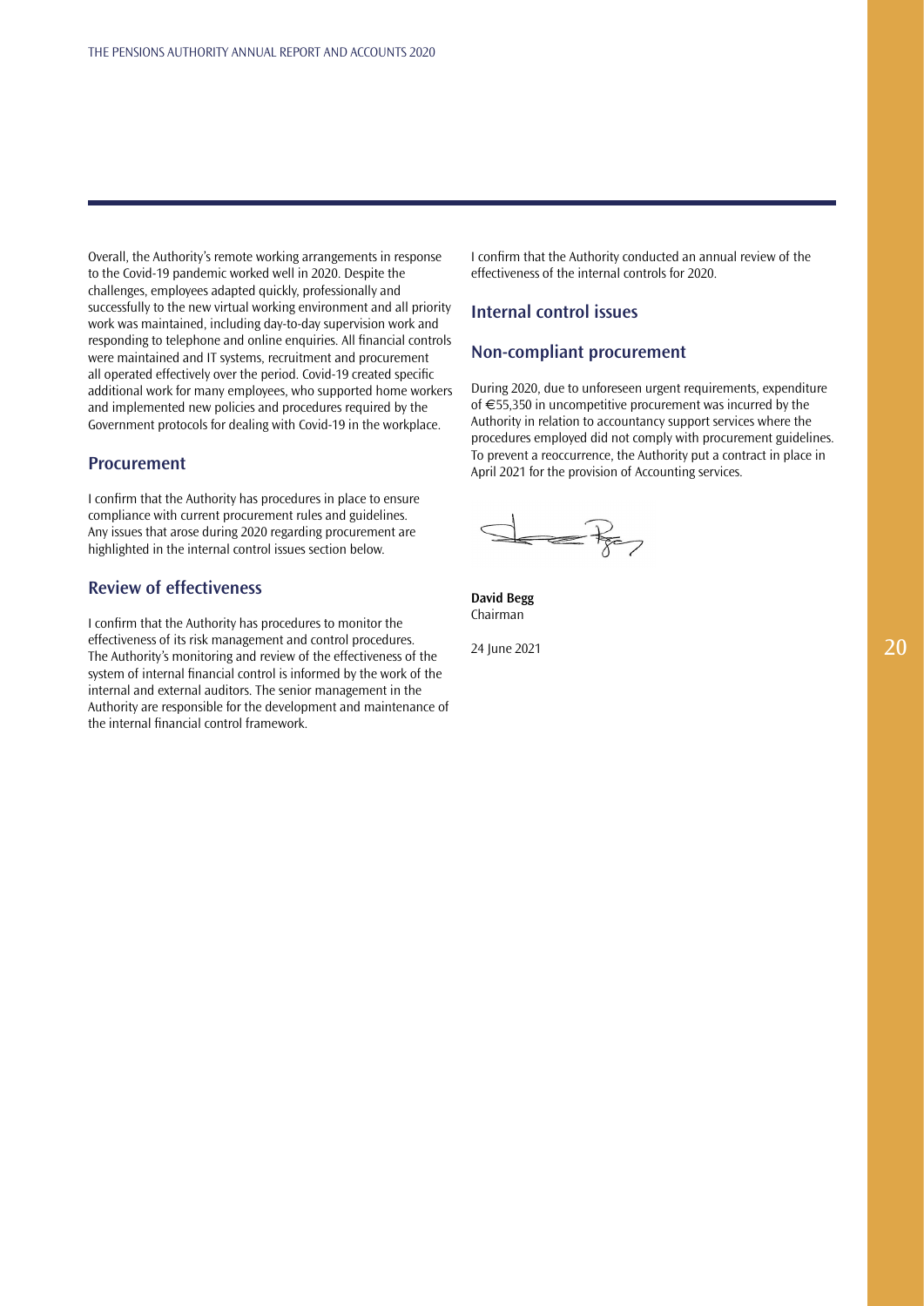Overall, the Authority's remote working arrangements in response to the Covid-19 pandemic worked well in 2020. Despite the challenges, employees adapted quickly, professionally and successfully to the new virtual working environment and all priority work was maintained, including day-to-day supervision work and responding to telephone and online enquiries. All financial controls were maintained and IT systems, recruitment and procurement all operated effectively over the period. Covid-19 created specific additional work for many employees, who supported home workers and implemented new policies and procedures required by the Government protocols for dealing with Covid-19 in the workplace.

## Procurement

I confirm that the Authority has procedures in place to ensure compliance with current procurement rules and guidelines. Any issues that arose during 2020 regarding procurement are highlighted in the internal control issues section below.

## Review of effectiveness

I confirm that the Authority has procedures to monitor the effectiveness of its risk management and control procedures. The Authority's monitoring and review of the effectiveness of the system of internal financial control is informed by the work of the internal and external auditors. The senior management in the Authority are responsible for the development and maintenance of the internal financial control framework.

I confirm that the Authority conducted an annual review of the effectiveness of the internal controls for 2020.

## Internal control issues

## Non-compliant procurement

During 2020, due to unforeseen urgent requirements, expenditure of €55,350 in uncompetitive procurement was incurred by the Authority in relation to accountancy support services where the procedures employed did not comply with procurement guidelines. To prevent a reoccurrence, the Authority put a contract in place in April 2021 for the provision of Accounting services.

**David Begg**
Chairman

24 June 2021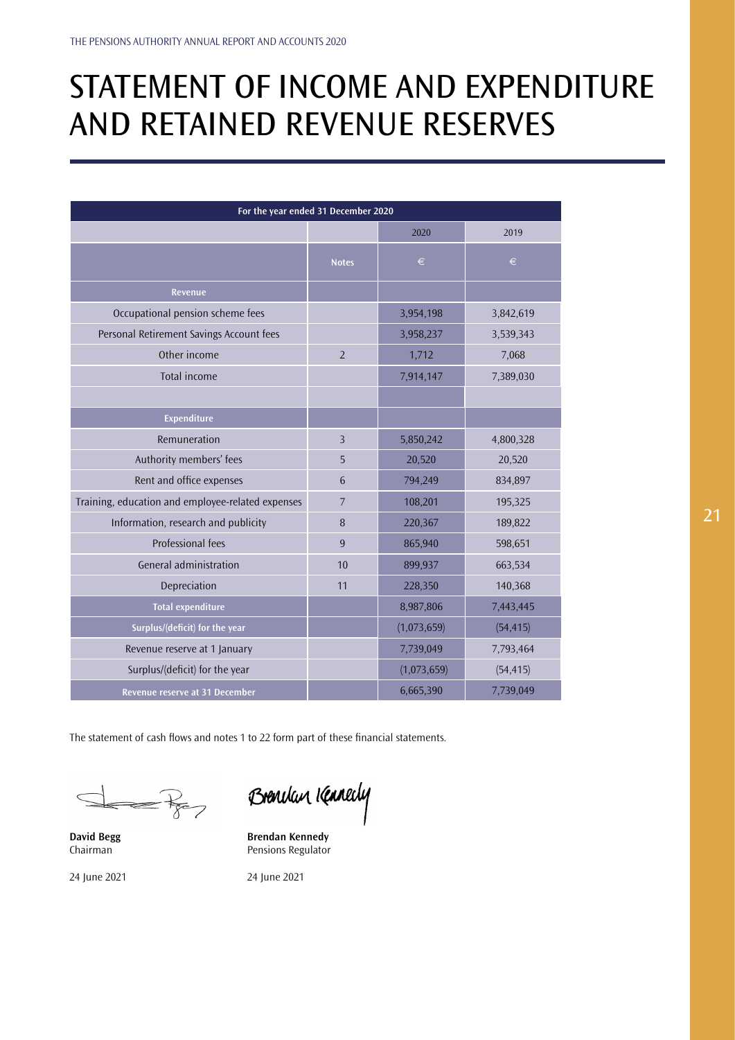# STATEMENT OF INCOME AND EXPENDITURE AND RETAINED REVENUE RESERVES

| For the year ended 31 December 2020 | | | |
|---|---|---|---|
| | | 2020 | 2019 |
| | Notes | € | € |
| **Revenue** | | | |
| Occupational pension scheme fees | | 3,954,198 | 3,842,619 |
| Personal Retirement Savings Account fees | | 3,958,237 | 3,539,343 |
| Other income | 2 | 1,712 | 7,068 |
| Total income | | 7,914,147 | 7,389,030 |
| | | | |
| **Expenditure** | | | |
| Remuneration | 3 | 5,850,242 | 4,800,328 |
| Authority members' fees | 5 | 20,520 | 20,520 |
| Rent and office expenses | 6 | 794,249 | 834,897 |
| Training, education and employee-related expenses | 7 | 108,201 | 195,325 |
| Information, research and publicity | 8 | 220,367 | 189,822 |
| Professional fees | 9 | 865,940 | 598,651 |
| General administration | 10 | 899,937 | 663,534 |
| Depreciation | 11 | 228,350 | 140,368 |
| **Total expenditure** | | 8,987,806 | 7,443,445 |
| **Surplus/(deficit) for the year** | | (1,073,659) | (54,415) |
| Revenue reserve at 1 January | | 7,739,049 | 7,793,464 |
| Surplus/(deficit) for the year | | (1,073,659) | (54,415) |
| **Revenue reserve at 31 December** | | 6,665,390 | 7,739,049 |

The statement of cash flows and notes 1 to 22 form part of these financial statements.

**David Begg**
Chairman

24 June 2021

**Brendan Kennedy**
Pensions Regulator

24 June 2021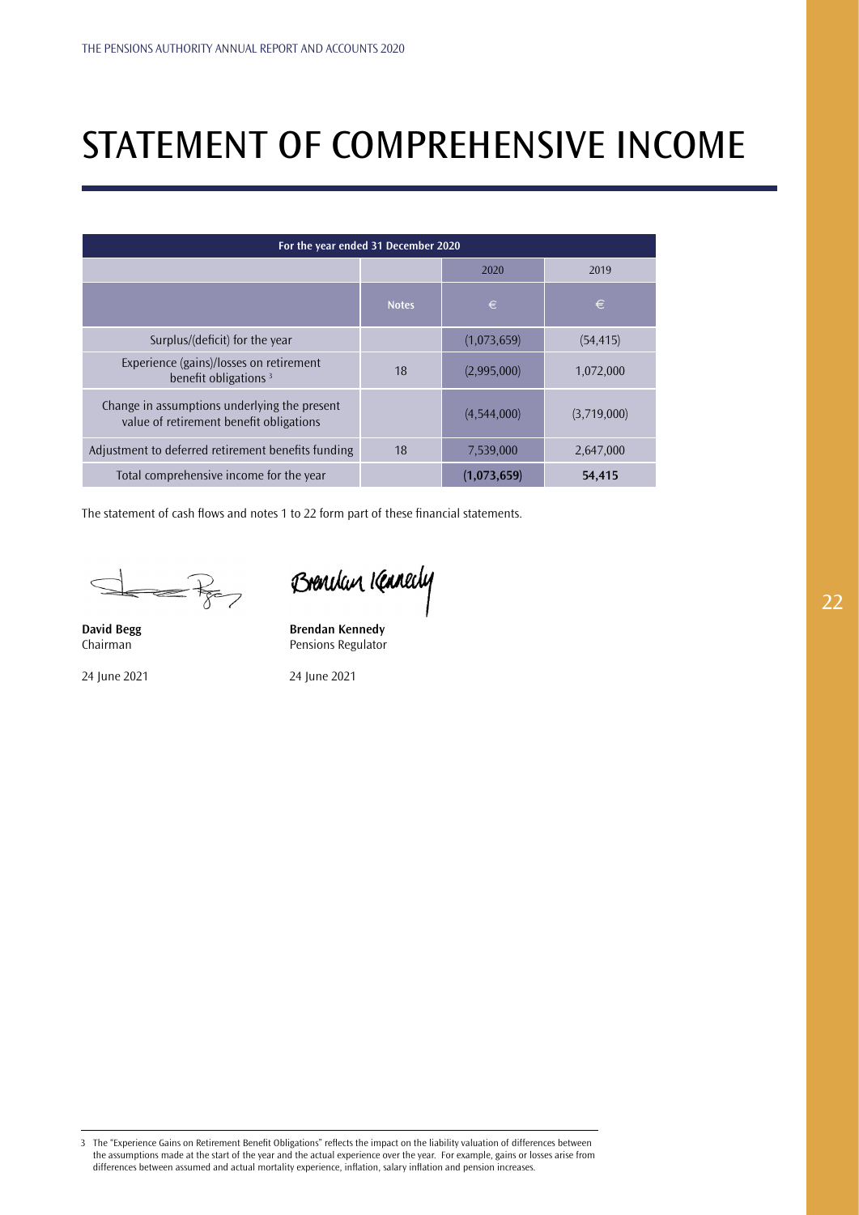# STATEMENT OF COMPREHENSIVE INCOME

| For the year ended 31 December 2020 | | | |
|---|---|---|---|
| | | 2020 | 2019 |
| | Notes | € | € |
| Surplus/(deficit) for the year | | (1,073,659) | (54,415) |
| Experience (gains)/losses on retirement benefit obligations [3] | 18 | (2,995,000) | 1,072,000 |
| Change in assumptions underlying the present value of retirement benefit obligations | | (4,544,000) | (3,719,000) |
| Adjustment to deferred retirement benefits funding | 18 | 7,539,000 | 2,647,000 |
| Total comprehensive income for the year | | **(1,073,659)** | **54,415** |

The statement of cash flows and notes 1 to 22 form part of these financial statements.

**David Begg**
Chairman

24 June 2021

**Brendan Kennedy**
Pensions Regulator

24 June 2021

3 The "Experience Gains on Retirement Benefit Obligations" reflects the impact on the liability valuation of differences between the assumptions made at the start of the year and the actual experience over the year. For example, gains or losses arise from differences between assumed and actual mortality experience, inflation, salary inflation and pension increases.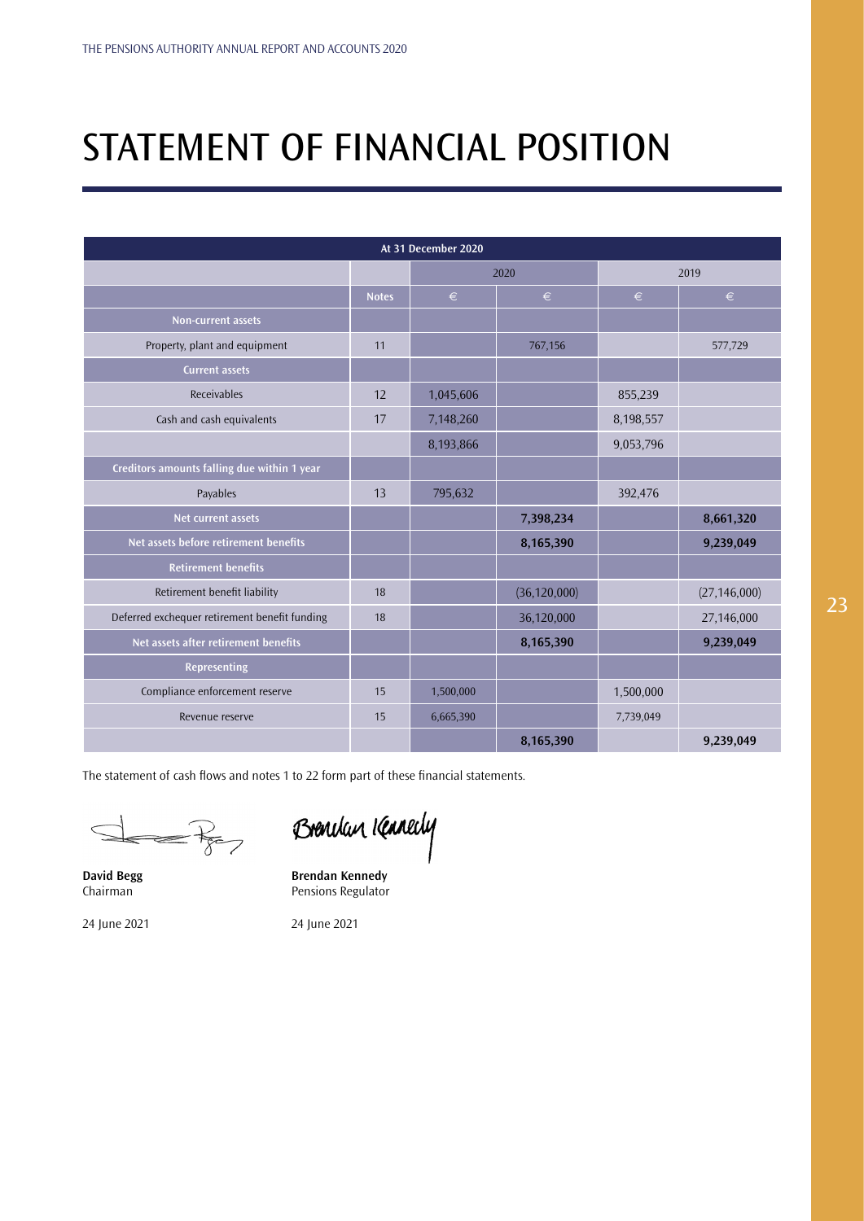# STATEMENT OF FINANCIAL POSITION

| At 31 December 2020 | | | | | |
|---|---|---|---|---|---|
| | | 2020 | | 2019 | |
| | Notes | € | € | € | € |
| **Non-current assets** | | | | | |
| Property, plant and equipment | 11 | | 767,156 | | 577,729 |
| **Current assets** | | | | | |
| Receivables | 12 | 1,045,606 | | 855,239 | |
| Cash and cash equivalents | 17 | 7,148,260 | | 8,198,557 | |
| | | 8,193,866 | | 9,053,796 | |
| **Creditors amounts falling due within 1 year** | | | | | |
| Payables | 13 | 795,632 | | 392,476 | |
| **Net current assets** | | | **7,398,234** | | **8,661,320** |
| **Net assets before retirement benefits** | | | **8,165,390** | | **9,239,049** |
| **Retirement benefits** | | | | | |
| Retirement benefit liability | 18 | | (36,120,000) | | (27,146,000) |
| Deferred exchequer retirement benefit funding | 18 | | 36,120,000 | | 27,146,000 |
| **Net assets after retirement benefits** | | | **8,165,390** | | **9,239,049** |
| **Representing** | | | | | |
| Compliance enforcement reserve | 15 | 1,500,000 | | 1,500,000 | |
| Revenue reserve | 15 | 6,665,390 | | 7,739,049 | |
| | | | **8,165,390** | | **9,239,049** |

The statement of cash flows and notes 1 to 22 form part of these financial statements.

**David Begg**
Chairman

24 June 2021

**Brendan Kennedy**
Pensions Regulator

24 June 2021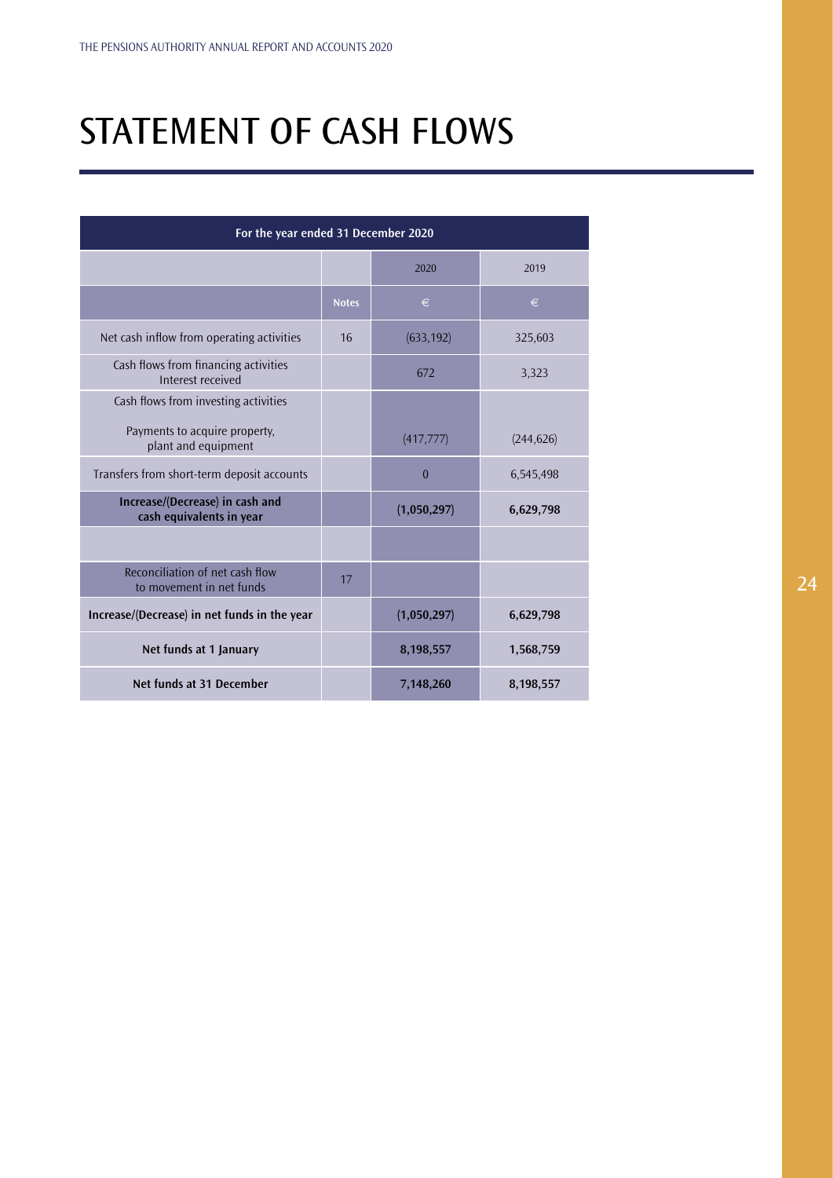# STATEMENT OF CASH FLOWS

| For the year ended 31 December 2020 | | | |
|---|---|---|---|
| | | 2020 | 2019 |
| | Notes | € | € |
| Net cash inflow from operating activities | 16 | (633,192) | 325,603 |
| Cash flows from financing activities Interest received | | 672 | 3,323 |
| Cash flows from investing activities Payments to acquire property, plant and equipment | | (417,777) | (244,626) |
| Transfers from short-term deposit accounts | | 0 | 6,545,498 |
| **Increase/(Decrease) in cash and cash equivalents in year** | | **(1,050,297)** | **6,629,798** |
| | | | |
| Reconciliation of net cash flow to movement in net funds | 17 | | |
| **Increase/(Decrease) in net funds in the year** | | **(1,050,297)** | **6,629,798** |
| **Net funds at 1 January** | | **8,198,557** | **1,568,759** |
| **Net funds at 31 December** | | **7,148,260** | **8,198,557** |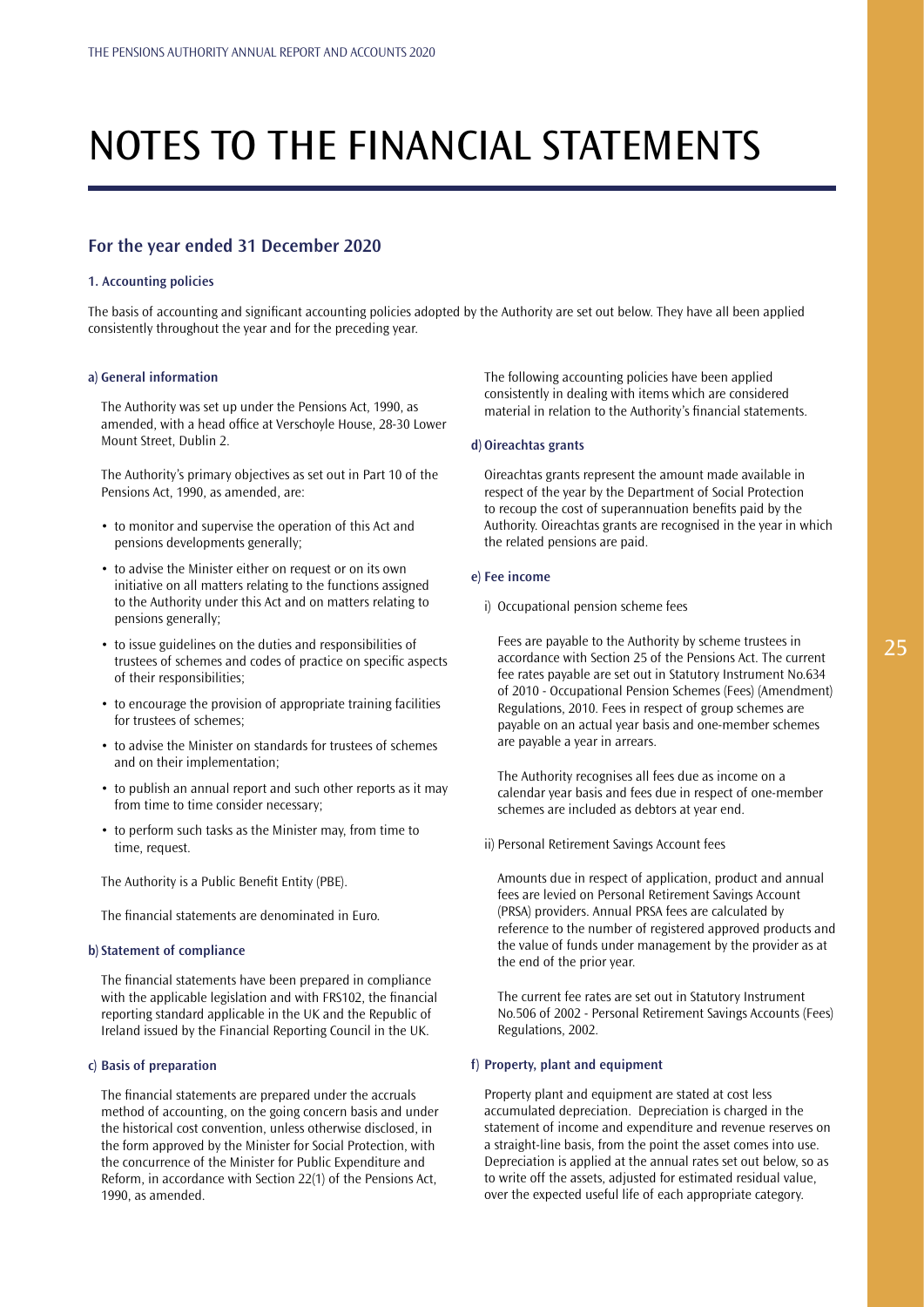# NOTES TO THE FINANCIAL STATEMENTS

## For the year ended 31 December 2020

### 1. Accounting policies

The basis of accounting and significant accounting policies adopted by the Authority are set out below. They have all been applied consistently throughout the year and for the preceding year.

#### a) General information

The Authority was set up under the Pensions Act, 1990, as amended, with a head office at Verschoyle House, 28-30 Lower Mount Street, Dublin 2.

The Authority's primary objectives as set out in Part 10 of the Pensions Act, 1990, as amended, are:

- to monitor and supervise the operation of this Act and pensions developments generally;
- to advise the Minister either on request or on its own initiative on all matters relating to the functions assigned to the Authority under this Act and on matters relating to pensions generally;
- to issue guidelines on the duties and responsibilities of trustees of schemes and codes of practice on specific aspects of their responsibilities;
- to encourage the provision of appropriate training facilities for trustees of schemes;
- to advise the Minister on standards for trustees of schemes and on their implementation;
- to publish an annual report and such other reports as it may from time to time consider necessary;
- to perform such tasks as the Minister may, from time to time, request.

The Authority is a Public Benefit Entity (PBE).

The financial statements are denominated in Euro.

#### b) Statement of compliance

The financial statements have been prepared in compliance with the applicable legislation and with FRS102, the financial reporting standard applicable in the UK and the Republic of Ireland issued by the Financial Reporting Council in the UK.

#### c) Basis of preparation

The financial statements are prepared under the accruals method of accounting, on the going concern basis and under the historical cost convention, unless otherwise disclosed, in the form approved by the Minister for Social Protection, with the concurrence of the Minister for Public Expenditure and Reform, in accordance with Section 22(1) of the Pensions Act, 1990, as amended.

The following accounting policies have been applied consistently in dealing with items which are considered material in relation to the Authority's financial statements.

#### d) Oireachtas grants

Oireachtas grants represent the amount made available in respect of the year by the Department of Social Protection to recoup the cost of superannuation benefits paid by the Authority. Oireachtas grants are recognised in the year in which the related pensions are paid.

#### e) Fee income

i) Occupational pension scheme fees

Fees are payable to the Authority by scheme trustees in accordance with Section 25 of the Pensions Act. The current fee rates payable are set out in Statutory Instrument No.634 of 2010 - Occupational Pension Schemes (Fees) (Amendment) Regulations, 2010. Fees in respect of group schemes are payable on an actual year basis and one-member schemes are payable a year in arrears.

The Authority recognises all fees due as income on a calendar year basis and fees due in respect of one-member schemes are included as debtors at year end.

ii) Personal Retirement Savings Account fees

Amounts due in respect of application, product and annual fees are levied on Personal Retirement Savings Account (PRSA) providers. Annual PRSA fees are calculated by reference to the number of registered approved products and the value of funds under management by the provider as at the end of the prior year.

The current fee rates are set out in Statutory Instrument No.506 of 2002 - Personal Retirement Savings Accounts (Fees) Regulations, 2002.

#### f) Property, plant and equipment

Property plant and equipment are stated at cost less accumulated depreciation. Depreciation is charged in the statement of income and expenditure and revenue reserves on a straight-line basis, from the point the asset comes into use. Depreciation is applied at the annual rates set out below, so as to write off the assets, adjusted for estimated residual value, over the expected useful life of each appropriate category.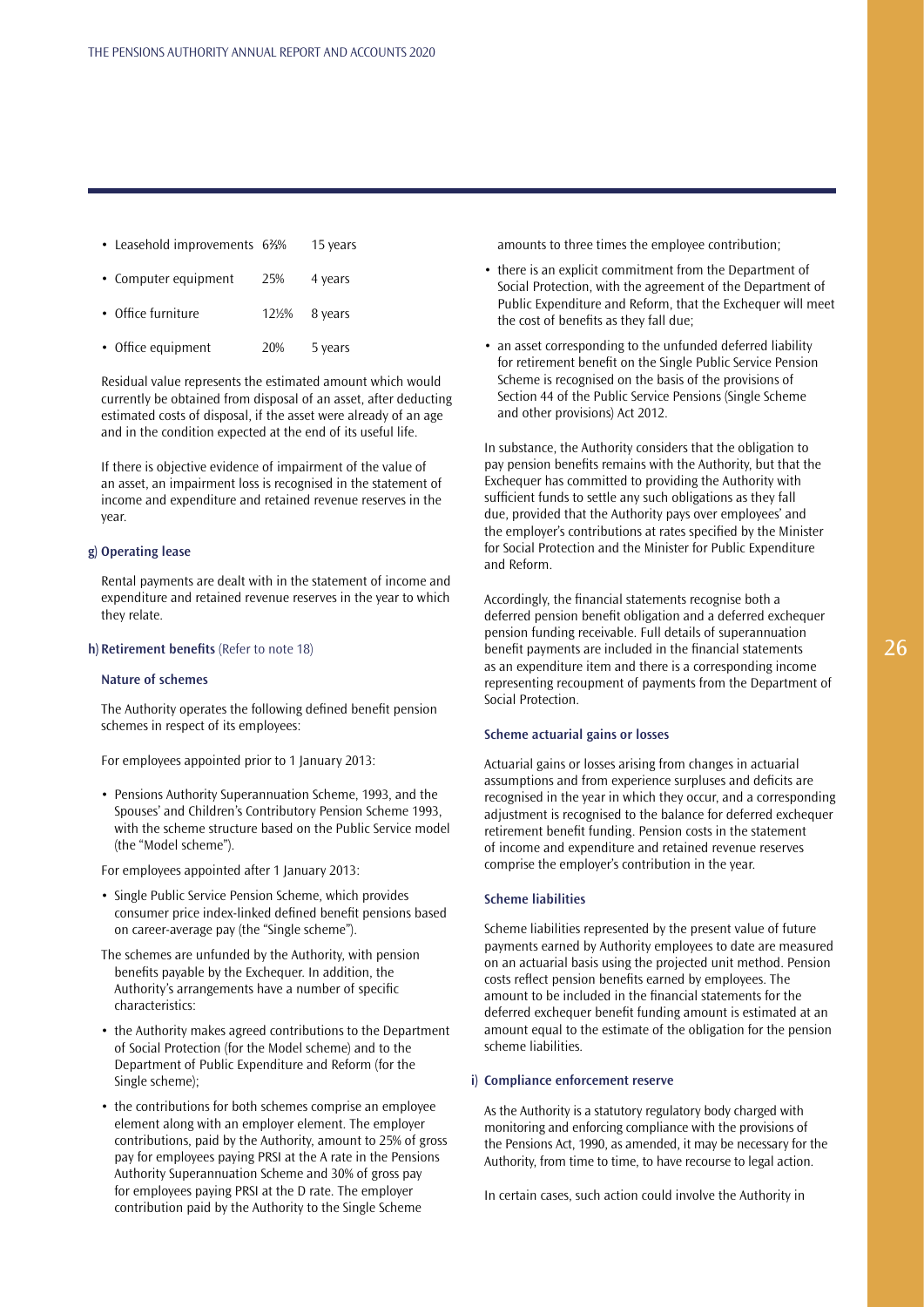| | | |
|---|---|---|
| • Leasehold improvements | 6⅔% | 15 years |
| • Computer equipment | 25% | 4 years |
| • Office furniture | 12½% | 8 years |
| • Office equipment | 20% | 5 years |

Residual value represents the estimated amount which would currently be obtained from disposal of an asset, after deducting estimated costs of disposal, if the asset were already of an age and in the condition expected at the end of its useful life.

If there is objective evidence of impairment of the value of an asset, an impairment loss is recognised in the statement of income and expenditure and retained revenue reserves in the year.

**g) Operating lease**

Rental payments are dealt with in the statement of income and expenditure and retained revenue reserves in the year to which they relate.

**h) Retirement benefits** (Refer to note 18)

**Nature of schemes**

The Authority operates the following defined benefit pension schemes in respect of its employees:

For employees appointed prior to 1 January 2013:

- Pensions Authority Superannuation Scheme, 1993, and the Spouses' and Children's Contributory Pension Scheme 1993, with the scheme structure based on the Public Service model (the "Model scheme").

For employees appointed after 1 January 2013:

- Single Public Service Pension Scheme, which provides consumer price index-linked defined benefit pensions based on career-average pay (the "Single scheme").

The schemes are unfunded by the Authority, with pension benefits payable by the Exchequer. In addition, the Authority's arrangements have a number of specific characteristics:

- the Authority makes agreed contributions to the Department of Social Protection (for the Model scheme) and to the Department of Public Expenditure and Reform (for the Single scheme);
- the contributions for both schemes comprise an employee element along with an employer element. The employer contributions, paid by the Authority, amount to 25% of gross pay for employees paying PRSI at the A rate in the Pensions Authority Superannuation Scheme and 30% of gross pay for employees paying PRSI at the D rate. The employer contribution paid by the Authority to the Single Scheme amounts to three times the employee contribution;
- there is an explicit commitment from the Department of Social Protection, with the agreement of the Department of Public Expenditure and Reform, that the Exchequer will meet the cost of benefits as they fall due;
- an asset corresponding to the unfunded deferred liability for retirement benefit on the Single Public Service Pension Scheme is recognised on the basis of the provisions of Section 44 of the Public Service Pensions (Single Scheme and other provisions) Act 2012.

In substance, the Authority considers that the obligation to pay pension benefits remains with the Authority, but that the Exchequer has committed to providing the Authority with sufficient funds to settle any such obligations as they fall due, provided that the Authority pays over employees' and the employer's contributions at rates specified by the Minister for Social Protection and the Minister for Public Expenditure and Reform.

Accordingly, the financial statements recognise both a deferred pension benefit obligation and a deferred exchequer pension funding receivable. Full details of superannuation benefit payments are included in the financial statements as an expenditure item and there is a corresponding income representing recoupment of payments from the Department of Social Protection.

**Scheme actuarial gains or losses**

Actuarial gains or losses arising from changes in actuarial assumptions and from experience surpluses and deficits are recognised in the year in which they occur, and a corresponding adjustment is recognised to the balance for deferred exchequer retirement benefit funding. Pension costs in the statement of income and expenditure and retained revenue reserves comprise the employer's contribution in the year.

**Scheme liabilities**

Scheme liabilities represented by the present value of future payments earned by Authority employees to date are measured on an actuarial basis using the projected unit method. Pension costs reflect pension benefits earned by employees. The amount to be included in the financial statements for the deferred exchequer benefit funding amount is estimated at an amount equal to the estimate of the obligation for the pension scheme liabilities.

**i) Compliance enforcement reserve**

As the Authority is a statutory regulatory body charged with monitoring and enforcing compliance with the provisions of the Pensions Act, 1990, as amended, it may be necessary for the Authority, from time to time, to have recourse to legal action.

In certain cases, such action could involve the Authority in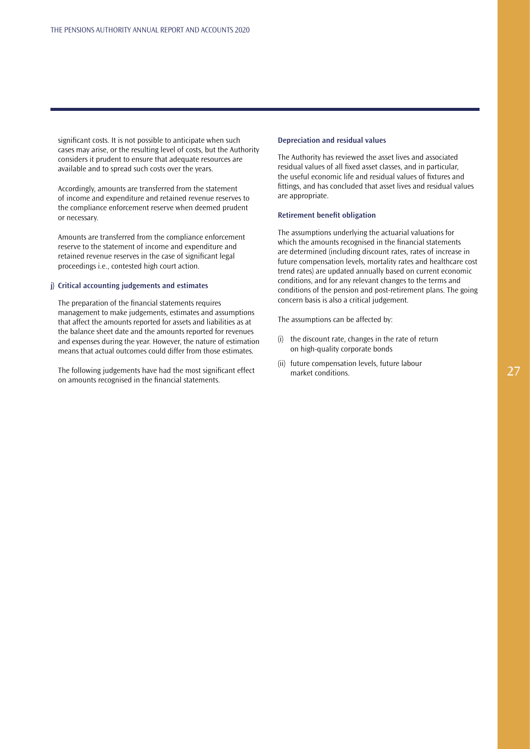significant costs. It is not possible to anticipate when such cases may arise, or the resulting level of costs, but the Authority considers it prudent to ensure that adequate resources are available and to spread such costs over the years.

Accordingly, amounts are transferred from the statement of income and expenditure and retained revenue reserves to the compliance enforcement reserve when deemed prudent or necessary.

Amounts are transferred from the compliance enforcement reserve to the statement of income and expenditure and retained revenue reserves in the case of significant legal proceedings i.e., contested high court action.

#### j) Critical accounting judgements and estimates

The preparation of the financial statements requires management to make judgements, estimates and assumptions that affect the amounts reported for assets and liabilities as at the balance sheet date and the amounts reported for revenues and expenses during the year. However, the nature of estimation means that actual outcomes could differ from those estimates.

The following judgements have had the most significant effect on amounts recognised in the financial statements.

**Depreciation and residual values**

The Authority has reviewed the asset lives and associated residual values of all fixed asset classes, and in particular, the useful economic life and residual values of fixtures and fittings, and has concluded that asset lives and residual values are appropriate.

**Retirement benefit obligation**

The assumptions underlying the actuarial valuations for which the amounts recognised in the financial statements are determined (including discount rates, rates of increase in future compensation levels, mortality rates and healthcare cost trend rates) are updated annually based on current economic conditions, and for any relevant changes to the terms and conditions of the pension and post-retirement plans. The going concern basis is also a critical judgement.

The assumptions can be affected by:

(i) the discount rate, changes in the rate of return on high-quality corporate bonds

(ii) future compensation levels, future labour market conditions.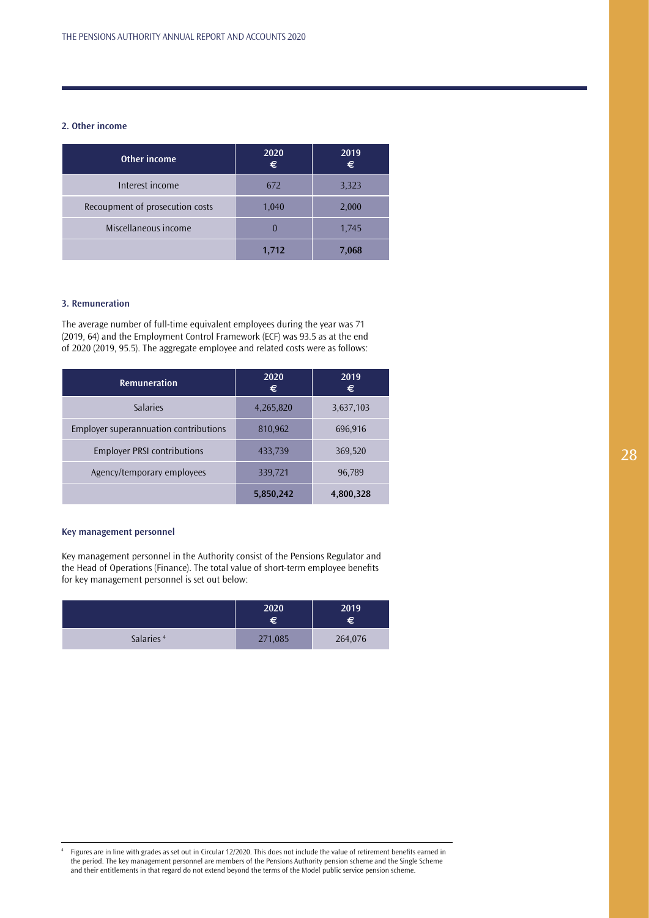### 2. Other income

| Other income | 2020 € | 2019 € |
|---|---|---|
| Interest income | 672 | 3,323 |
| Recoupment of prosecution costs | 1,040 | 2,000 |
| Miscellaneous income | 0 | 1,745 |
| | **1,712** | **7,068** |

### 3. Remuneration

The average number of full-time equivalent employees during the year was 71 (2019, 64) and the Employment Control Framework (ECF) was 93.5 as at the end of 2020 (2019, 95.5). The aggregate employee and related costs were as follows:

| Remuneration | 2020 € | 2019 € |
|---|---|---|
| Salaries | 4,265,820 | 3,637,103 |
| Employer superannuation contributions | 810,962 | 696,916 |
| Employer PRSI contributions | 433,739 | 369,520 |
| Agency/temporary employees | 339,721 | 96,789 |
| | **5,850,242** | **4,800,328** |

#### Key management personnel

Key management personnel in the Authority consist of the Pensions Regulator and the Head of Operations (Finance). The total value of short-term employee benefits for key management personnel is set out below:

| | 2020 € | 2019 € |
|---|---|---|
| Salaries [4] | 271,085 | 264,076 |

[4] Figures are in line with grades as set out in Circular 12/2020. This does not include the value of retirement benefits earned in the period. The key management personnel are members of the Pensions Authority pension scheme and the Single Scheme and their entitlements in that regard do not extend beyond the terms of the Model public service pension scheme.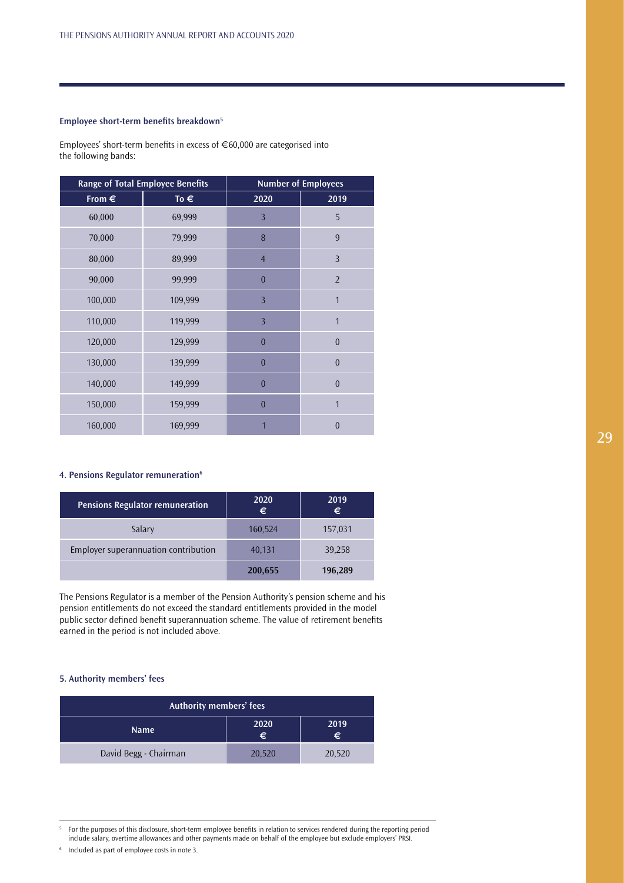#### Employee short-term benefits breakdown[5]

Employees' short-term benefits in excess of €60,000 are categorised into the following bands:

| Range of Total Employee Benefits | | Number of Employees | |
|---|---|---|---|
| **From €** | **To €** | **2020** | **2019** |
| 60,000 | 69,999 | 3 | 5 |
| 70,000 | 79,999 | 8 | 9 |
| 80,000 | 89,999 | 4 | 3 |
| 90,000 | 99,999 | 0 | 2 |
| 100,000 | 109,999 | 3 | 1 |
| 110,000 | 119,999 | 3 | 1 |
| 120,000 | 129,999 | 0 | 0 |
| 130,000 | 139,999 | 0 | 0 |
| 140,000 | 149,999 | 0 | 0 |
| 150,000 | 159,999 | 0 | 1 |
| 160,000 | 169,999 | 1 | 0 |

#### 4. Pensions Regulator remuneration[6]

| Pensions Regulator remuneration | 2020 € | 2019 € |
|---|---|---|
| Salary | 160,524 | 157,031 |
| Employer superannuation contribution | 40,131 | 39,258 |
| | **200,655** | **196,289** |

The Pensions Regulator is a member of the Pension Authority's pension scheme and his pension entitlements do not exceed the standard entitlements provided in the model public sector defined benefit superannuation scheme. The value of retirement benefits earned in the period is not included above.

#### 5. Authority members' fees

| Authority members' fees | | |
|---|---|---|
| **Name** | **2020 €** | **2019 €** |
| David Begg - Chairman | 20,520 | 20,520 |

[5] For the purposes of this disclosure, short-term employee benefits in relation to services rendered during the reporting period include salary, overtime allowances and other payments made on behalf of the employee but exclude employers' PRSI.

[6] Included as part of employee costs in note 3.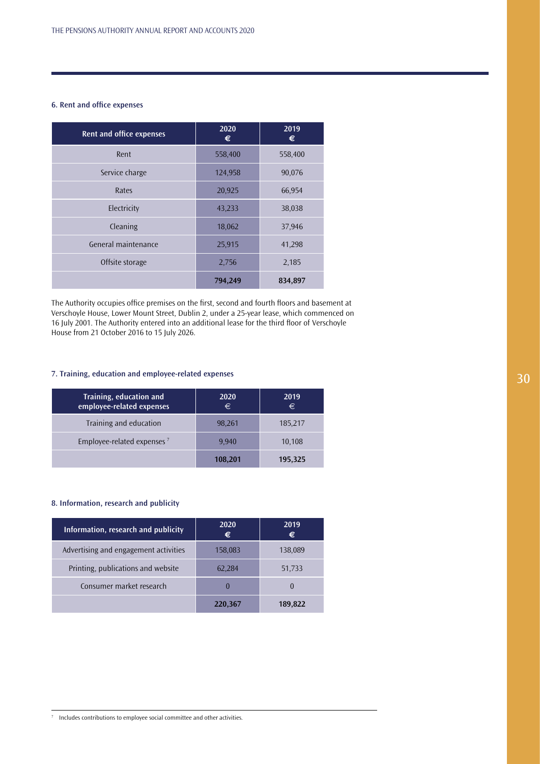### 6. Rent and office expenses

| Rent and office expenses | 2020 € | 2019 € |
|---|---|---|
| Rent | 558,400 | 558,400 |
| Service charge | 124,958 | 90,076 |
| Rates | 20,925 | 66,954 |
| Electricity | 43,233 | 38,038 |
| Cleaning | 18,062 | 37,946 |
| General maintenance | 25,915 | 41,298 |
| Offsite storage | 2,756 | 2,185 |
| | **794,249** | **834,897** |

The Authority occupies office premises on the first, second and fourth floors and basement at Verschoyle House, Lower Mount Street, Dublin 2, under a 25-year lease, which commenced on 16 July 2001. The Authority entered into an additional lease for the third floor of Verschoyle House from 21 October 2016 to 15 July 2026.

### 7. Training, education and employee-related expenses

| Training, education and employee-related expenses | 2020 € | 2019 € |
|---|---|---|
| Training and education | 98,261 | 185,217 |
| Employee-related expenses [7] | 9,940 | 10,108 |
| | **108,201** | **195,325** |

### 8. Information, research and publicity

| Information, research and publicity | 2020 € | 2019 € |
|---|---|---|
| Advertising and engagement activities | 158,083 | 138,089 |
| Printing, publications and website | 62,284 | 51,733 |
| Consumer market research | 0 | 0 |
| | **220,367** | **189,822** |

[7] Includes contributions to employee social committee and other activities.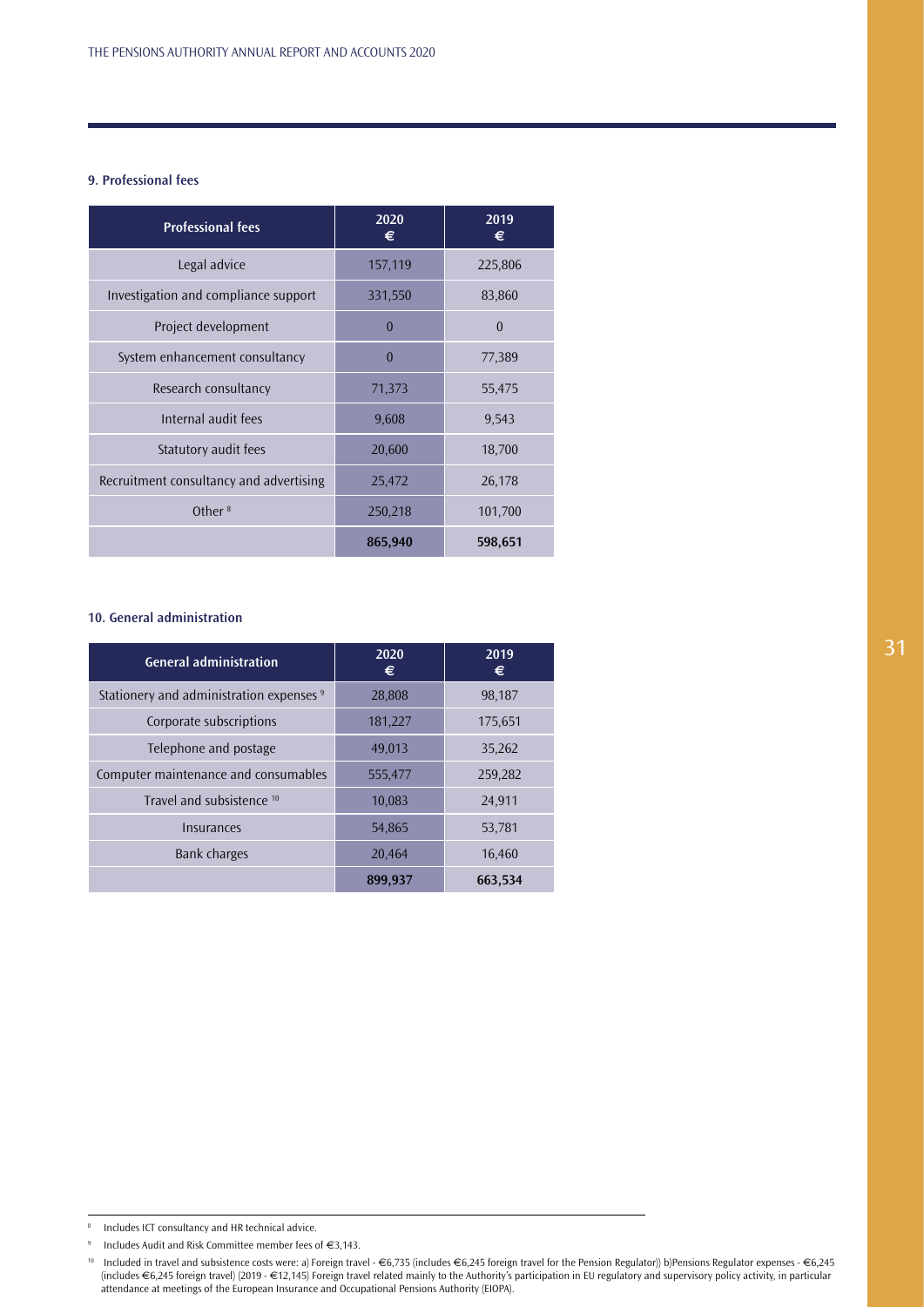### 9. Professional fees

| Professional fees | 2020 € | 2019 € |
|---|---|---|
| Legal advice | 157,119 | 225,806 |
| Investigation and compliance support | 331,550 | 83,860 |
| Project development | 0 | 0 |
| System enhancement consultancy | 0 | 77,389 |
| Research consultancy | 71,373 | 55,475 |
| Internal audit fees | 9,608 | 9,543 |
| Statutory audit fees | 20,600 | 18,700 |
| Recruitment consultancy and advertising | 25,472 | 26,178 |
| Other [8] | 250,218 | 101,700 |
| | **865,940** | **598,651** |

### 10. General administration

| General administration | 2020 € | 2019 € |
|---|---|---|
| Stationery and administration expenses [9] | 28,808 | 98,187 |
| Corporate subscriptions | 181,227 | 175,651 |
| Telephone and postage | 49,013 | 35,262 |
| Computer maintenance and consumables | 555,477 | 259,282 |
| Travel and subsistence [10] | 10,083 | 24,911 |
| Insurances | 54,865 | 53,781 |
| Bank charges | 20,464 | 16,460 |
| | **899,937** | **663,534** |

---

[8] Includes ICT consultancy and HR technical advice.

[9] Includes Audit and Risk Committee member fees of €3,143.

[10] Included in travel and subsistence costs were: a) Foreign travel - €6,735 (includes €6,245 foreign travel for the Pension Regulator)) b)Pensions Regulator expenses - €6,245 (includes €6,245 foreign travel) (2019 - €12,145) Foreign travel related mainly to the Authority's participation in EU regulatory and supervisory policy activity, in particular attendance at meetings of the European Insurance and Occupational Pensions Authority (EIOPA).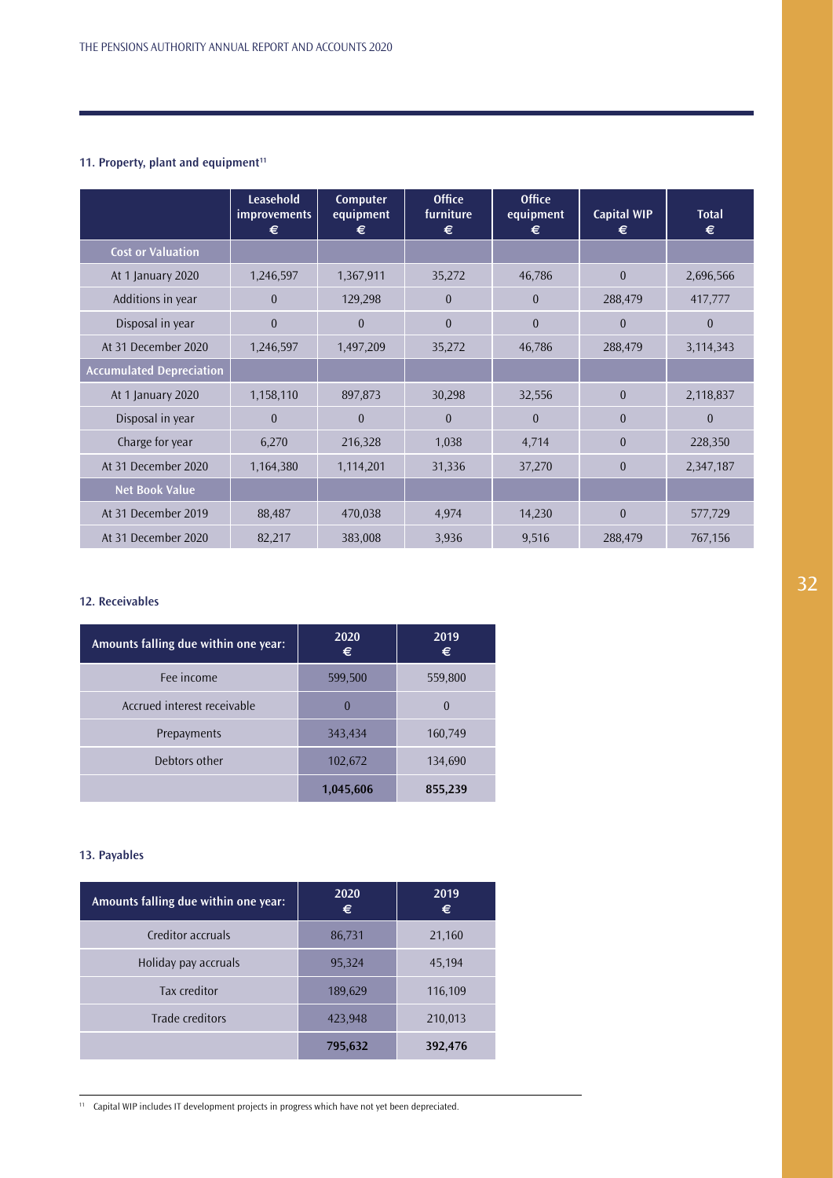## 11. Property, plant and equipment[11]

| | Leasehold improvements € | Computer equipment € | Office furniture € | Office equipment € | Capital WIP € | Total € |
|---|---|---|---|---|---|---|
| **Cost or Valuation** | | | | | | |
| At 1 January 2020 | 1,246,597 | 1,367,911 | 35,272 | 46,786 | 0 | 2,696,566 |
| Additions in year | 0 | 129,298 | 0 | 0 | 288,479 | 417,777 |
| Disposal in year | 0 | 0 | 0 | 0 | 0 | 0 |
| At 31 December 2020 | 1,246,597 | 1,497,209 | 35,272 | 46,786 | 288,479 | 3,114,343 |
| **Accumulated Depreciation** | | | | | | |
| At 1 January 2020 | 1,158,110 | 897,873 | 30,298 | 32,556 | 0 | 2,118,837 |
| Disposal in year | 0 | 0 | 0 | 0 | 0 | 0 |
| Charge for year | 6,270 | 216,328 | 1,038 | 4,714 | 0 | 228,350 |
| At 31 December 2020 | 1,164,380 | 1,114,201 | 31,336 | 37,270 | 0 | 2,347,187 |
| **Net Book Value** | | | | | | |
| At 31 December 2019 | 88,487 | 470,038 | 4,974 | 14,230 | 0 | 577,729 |
| At 31 December 2020 | 82,217 | 383,008 | 3,936 | 9,516 | 288,479 | 767,156 |

## 12. Receivables

| Amounts falling due within one year: | 2020 € | 2019 € |
|---|---|---|
| Fee income | 599,500 | 559,800 |
| Accrued interest receivable | 0 | 0 |
| Prepayments | 343,434 | 160,749 |
| Debtors other | 102,672 | 134,690 |
| | **1,045,606** | **855,239** |

## 13. Payables

| Amounts falling due within one year: | 2020 € | 2019 € |
|---|---|---|
| Creditor accruals | 86,731 | 21,160 |
| Holiday pay accruals | 95,324 | 45,194 |
| Tax creditor | 189,629 | 116,109 |
| Trade creditors | 423,948 | 210,013 |
| | **795,632** | **392,476** |

[11] Capital WIP includes IT development projects in progress which have not yet been depreciated.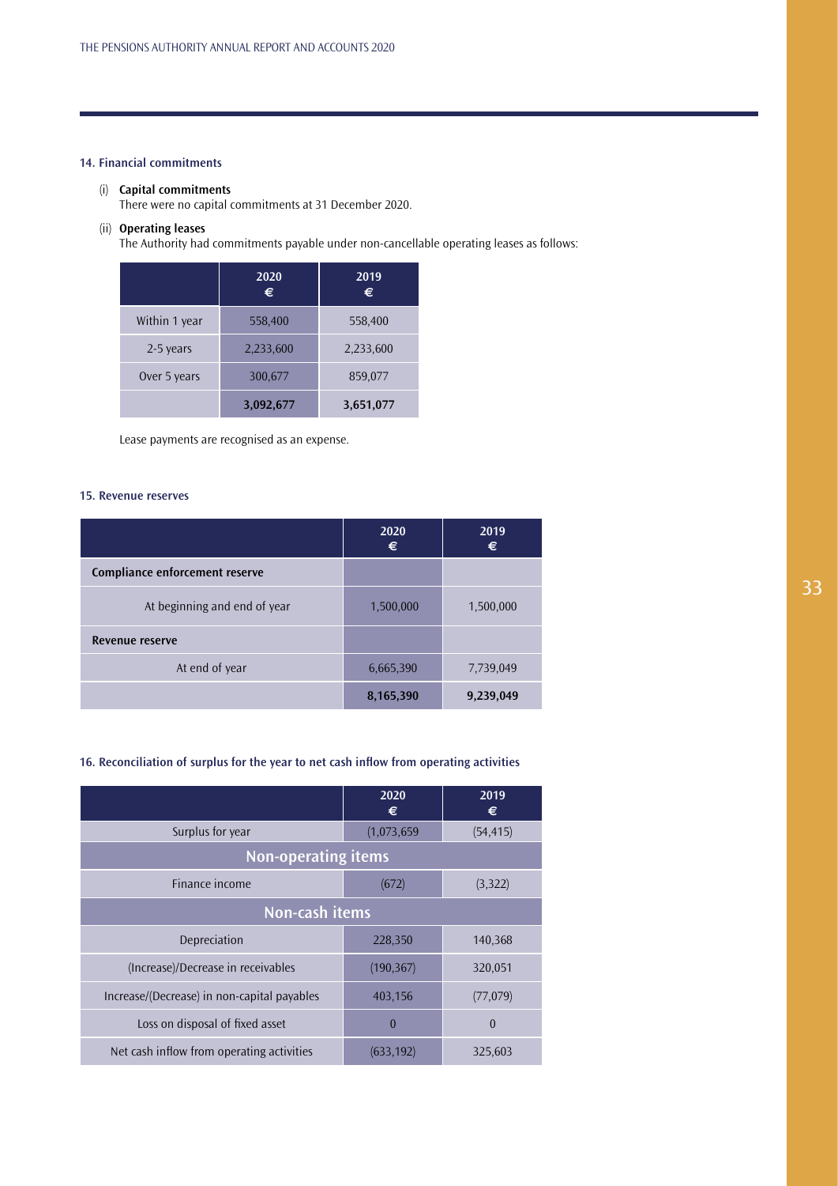### 14. Financial commitments

(i) **Capital commitments**
There were no capital commitments at 31 December 2020.

(ii) **Operating leases**
The Authority had commitments payable under non-cancellable operating leases as follows:

| | 2020 € | 2019 € |
|---|---|---|
| Within 1 year | 558,400 | 558,400 |
| 2-5 years | 2,233,600 | 2,233,600 |
| Over 5 years | 300,677 | 859,077 |
| | **3,092,677** | **3,651,077** |

Lease payments are recognised as an expense.

### 15. Revenue reserves

| | 2020 € | 2019 € |
|---|---|---|
| **Compliance enforcement reserve** | | |
| At beginning and end of year | 1,500,000 | 1,500,000 |
| **Revenue reserve** | | |
| At end of year | 6,665,390 | 7,739,049 |
| | **8,165,390** | **9,239,049** |

### 16. Reconciliation of surplus for the year to net cash inflow from operating activities

| | 2020 € | 2019 € |
|---|---|---|
| Surplus for year | (1,073,659 | (54,415) |
| **Non-operating items** | | |
| Finance income | (672) | (3,322) |
| **Non-cash items** | | |
| Depreciation | 228,350 | 140,368 |
| (Increase)/Decrease in receivables | (190,367) | 320,051 |
| Increase/(Decrease) in non-capital payables | 403,156 | (77,079) |
| Loss on disposal of fixed asset | 0 | 0 |
| Net cash inflow from operating activities | (633,192) | 325,603 |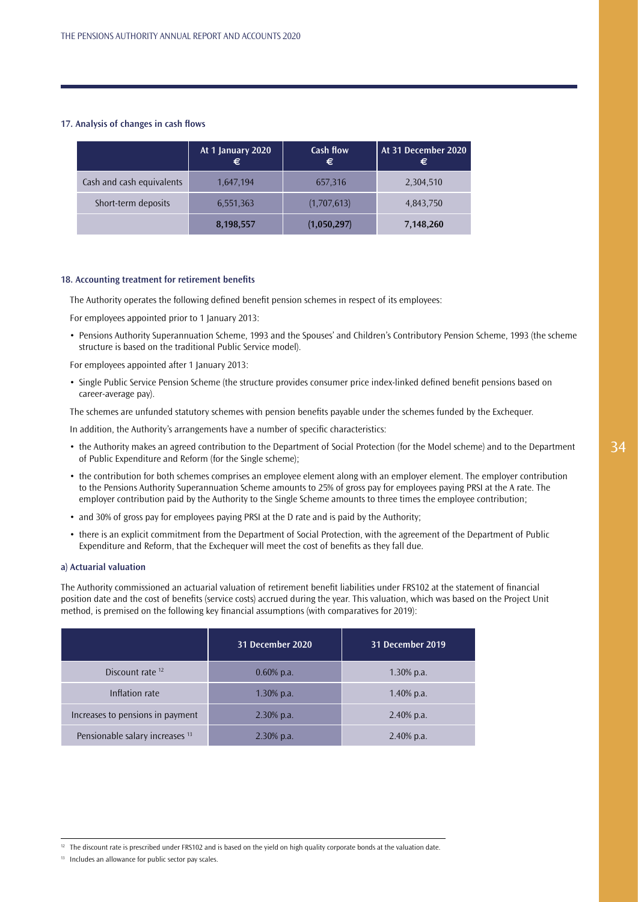### 17. Analysis of changes in cash flows

| | At 1 January 2020 € | Cash flow € | At 31 December 2020 € |
|---|---|---|---|
| Cash and cash equivalents | 1,647,194 | 657,316 | 2,304,510 |
| Short-term deposits | 6,551,363 | (1,707,613) | 4,843,750 |
| | **8,198,557** | **(1,050,297)** | **7,148,260** |

### 18. Accounting treatment for retirement benefits

The Authority operates the following defined benefit pension schemes in respect of its employees:

For employees appointed prior to 1 January 2013:

- Pensions Authority Superannuation Scheme, 1993 and the Spouses' and Children's Contributory Pension Scheme, 1993 (the scheme structure is based on the traditional Public Service model).

For employees appointed after 1 January 2013:

- Single Public Service Pension Scheme (the structure provides consumer price index-linked defined benefit pensions based on career-average pay).

The schemes are unfunded statutory schemes with pension benefits payable under the schemes funded by the Exchequer.

In addition, the Authority's arrangements have a number of specific characteristics:

- the Authority makes an agreed contribution to the Department of Social Protection (for the Model scheme) and to the Department of Public Expenditure and Reform (for the Single scheme);
- the contribution for both schemes comprises an employee element along with an employer element. The employer contribution to the Pensions Authority Superannuation Scheme amounts to 25% of gross pay for employees paying PRSI at the A rate. The employer contribution paid by the Authority to the Single Scheme amounts to three times the employee contribution;
- and 30% of gross pay for employees paying PRSI at the D rate and is paid by the Authority;
- there is an explicit commitment from the Department of Social Protection, with the agreement of the Department of Public Expenditure and Reform, that the Exchequer will meet the cost of benefits as they fall due.

#### a) Actuarial valuation

The Authority commissioned an actuarial valuation of retirement benefit liabilities under FRS102 at the statement of financial position date and the cost of benefits (service costs) accrued during the year. This valuation, which was based on the Project Unit method, is premised on the following key financial assumptions (with comparatives for 2019):

| | 31 December 2020 | 31 December 2019 |
|---|---|---|
| Discount rate [12] | 0.60% p.a. | 1.30% p.a. |
| Inflation rate | 1.30% p.a. | 1.40% p.a. |
| Increases to pensions in payment | 2.30% p.a. | 2.40% p.a. |
| Pensionable salary increases [13] | 2.30% p.a. | 2.40% p.a. |

[12] The discount rate is prescribed under FRS102 and is based on the yield on high quality corporate bonds at the valuation date.

[13] Includes an allowance for public sector pay scales.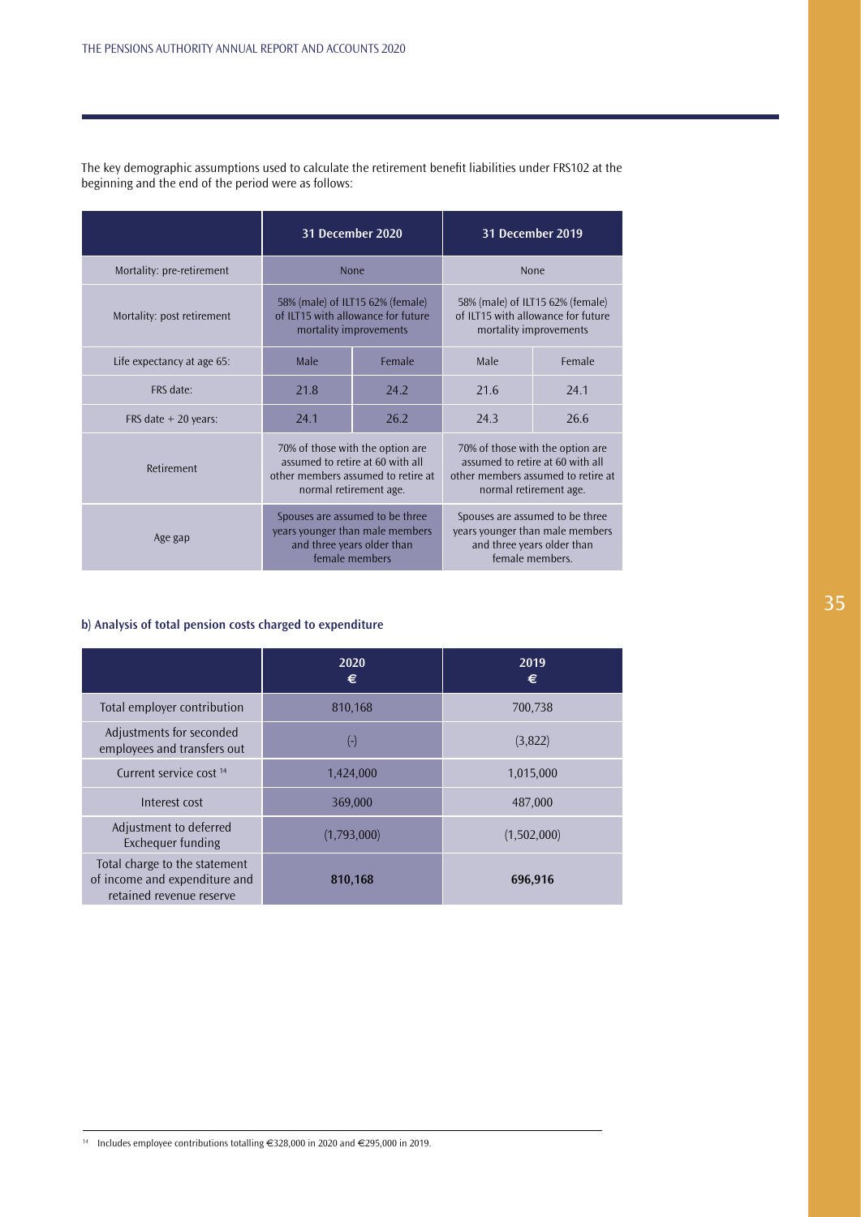The key demographic assumptions used to calculate the retirement benefit liabilities under FRS102 at the beginning and the end of the period were as follows:

| | 31 December 2020 | | 31 December 2019 | |
|---|---|---|---|---|
| Mortality: pre-retirement | None | | None | |
| Mortality: post retirement | 58% (male) of ILT15 62% (female) of ILT15 with allowance for future mortality improvements | | 58% (male) of ILT15 62% (female) of ILT15 with allowance for future mortality improvements | |
| Life expectancy at age 65: | Male | Female | Male | Female |
| FRS date: | 21.8 | 24.2 | 21.6 | 24.1 |
| FRS date + 20 years: | 24.1 | 26.2 | 24.3 | 26.6 |
| Retirement | 70% of those with the option are assumed to retire at 60 with all other members assumed to retire at normal retirement age. | | 70% of those with the option are assumed to retire at 60 with all other members assumed to retire at normal retirement age. | |
| Age gap | Spouses are assumed to be three years younger than male members and three years older than female members | | Spouses are assumed to be three years younger than male members and three years older than female members. | |

**b) Analysis of total pension costs charged to expenditure**

| | 2020 € | 2019 € |
|---|---|---|
| Total employer contribution | 810,168 | 700,738 |
| Adjustments for seconded employees and transfers out | (-) | (3,822) |
| Current service cost [14] | 1,424,000 | 1,015,000 |
| Interest cost | 369,000 | 487,000 |
| Adjustment to deferred Exchequer funding | (1,793,000) | (1,502,000) |
| Total charge to the statement of income and expenditure and retained revenue reserve | **810,168** | **696,916** |

[14] Includes employee contributions totalling €328,000 in 2020 and €295,000 in 2019.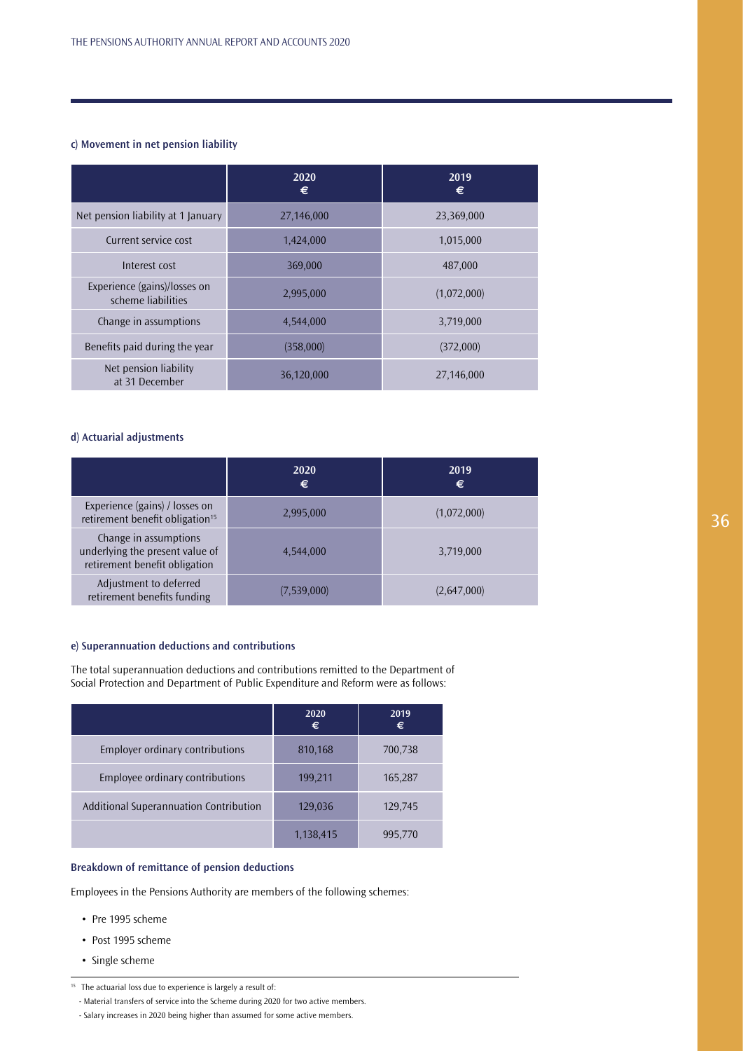#### c) Movement in net pension liability

| | 2020 € | 2019 € |
|---|---|---|
| Net pension liability at 1 January | 27,146,000 | 23,369,000 |
| Current service cost | 1,424,000 | 1,015,000 |
| Interest cost | 369,000 | 487,000 |
| Experience (gains)/losses on scheme liabilities | 2,995,000 | (1,072,000) |
| Change in assumptions | 4,544,000 | 3,719,000 |
| Benefits paid during the year | (358,000) | (372,000) |
| Net pension liability at 31 December | 36,120,000 | 27,146,000 |

#### d) Actuarial adjustments

| | 2020 € | 2019 € |
|---|---|---|
| Experience (gains) / losses on retirement benefit obligation[15] | 2,995,000 | (1,072,000) |
| Change in assumptions underlying the present value of retirement benefit obligation | 4,544,000 | 3,719,000 |
| Adjustment to deferred retirement benefits funding | (7,539,000) | (2,647,000) |

#### e) Superannuation deductions and contributions

The total superannuation deductions and contributions remitted to the Department of Social Protection and Department of Public Expenditure and Reform were as follows:

| | 2020 € | 2019 € |
|---|---|---|
| Employer ordinary contributions | 810,168 | 700,738 |
| Employee ordinary contributions | 199,211 | 165,287 |
| Additional Superannuation Contribution | 129,036 | 129,745 |
| | 1,138,415 | 995,770 |

#### Breakdown of remittance of pension deductions

Employees in the Pensions Authority are members of the following schemes:

- Pre 1995 scheme
- Post 1995 scheme
- Single scheme

---

[15] The actuarial loss due to experience is largely a result of:

- Material transfers of service into the Scheme during 2020 for two active members.
- Salary increases in 2020 being higher than assumed for some active members.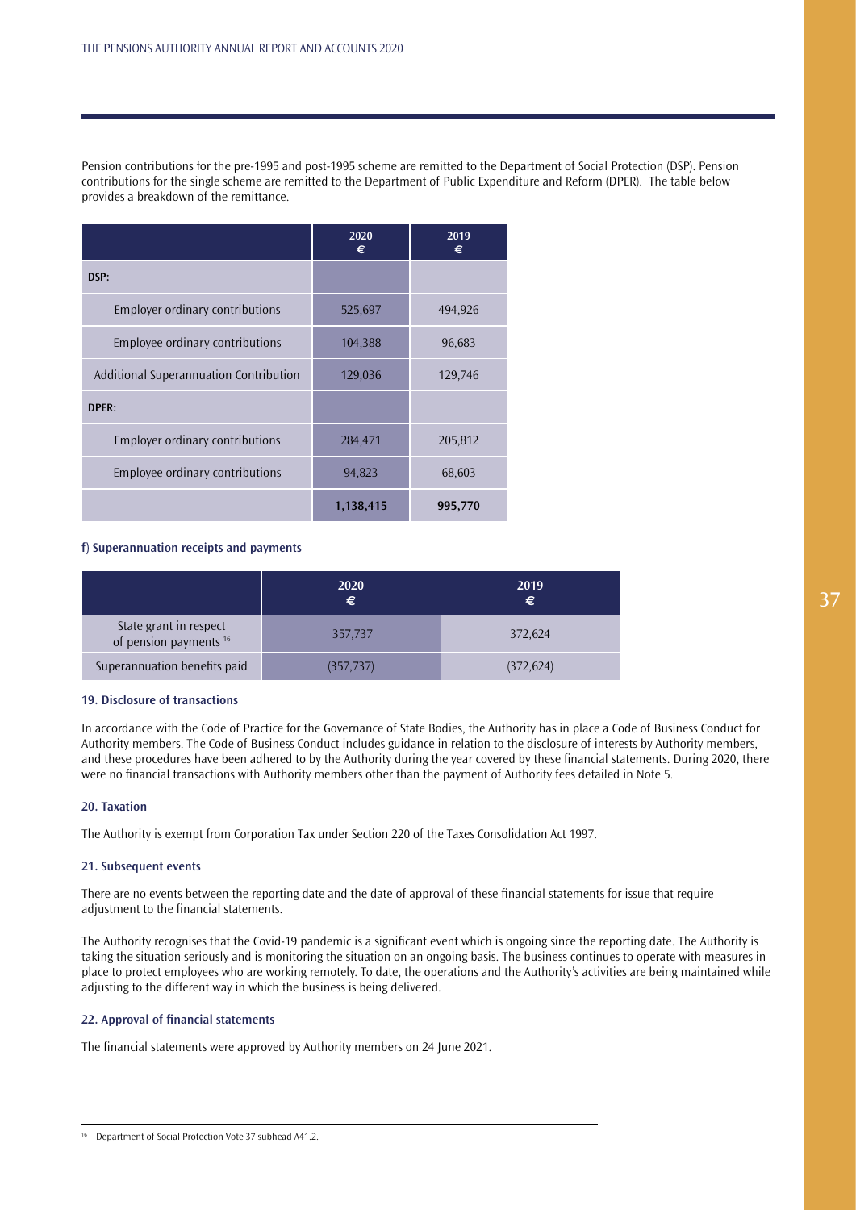Pension contributions for the pre-1995 and post-1995 scheme are remitted to the Department of Social Protection (DSP). Pension contributions for the single scheme are remitted to the Department of Public Expenditure and Reform (DPER). The table below provides a breakdown of the remittance.

| | 2020 € | 2019 € |
|---|---|---|
| **DSP:** | | |
| Employer ordinary contributions | 525,697 | 494,926 |
| Employee ordinary contributions | 104,388 | 96,683 |
| Additional Superannuation Contribution | 129,036 | 129,746 |
| **DPER:** | | |
| Employer ordinary contributions | 284,471 | 205,812 |
| Employee ordinary contributions | 94,823 | 68,603 |
| | **1,138,415** | **995,770** |

#### f) Superannuation receipts and payments

| | 2020 € | 2019 € |
|---|---|---|
| State grant in respect of pension payments [16] | 357,737 | 372,624 |
| Superannuation benefits paid | (357,737) | (372,624) |

### 19. Disclosure of transactions

In accordance with the Code of Practice for the Governance of State Bodies, the Authority has in place a Code of Business Conduct for Authority members. The Code of Business Conduct includes guidance in relation to the disclosure of interests by Authority members, and these procedures have been adhered to by the Authority during the year covered by these financial statements. During 2020, there were no financial transactions with Authority members other than the payment of Authority fees detailed in Note 5.

### 20. Taxation

The Authority is exempt from Corporation Tax under Section 220 of the Taxes Consolidation Act 1997.

### 21. Subsequent events

There are no events between the reporting date and the date of approval of these financial statements for issue that require adjustment to the financial statements.

The Authority recognises that the Covid-19 pandemic is a significant event which is ongoing since the reporting date. The Authority is taking the situation seriously and is monitoring the situation on an ongoing basis. The business continues to operate with measures in place to protect employees who are working remotely. To date, the operations and the Authority's activities are being maintained while adjusting to the different way in which the business is being delivered.

### 22. Approval of financial statements

The financial statements were approved by Authority members on 24 June 2021.

---

[16] Department of Social Protection Vote 37 subhead A41.2.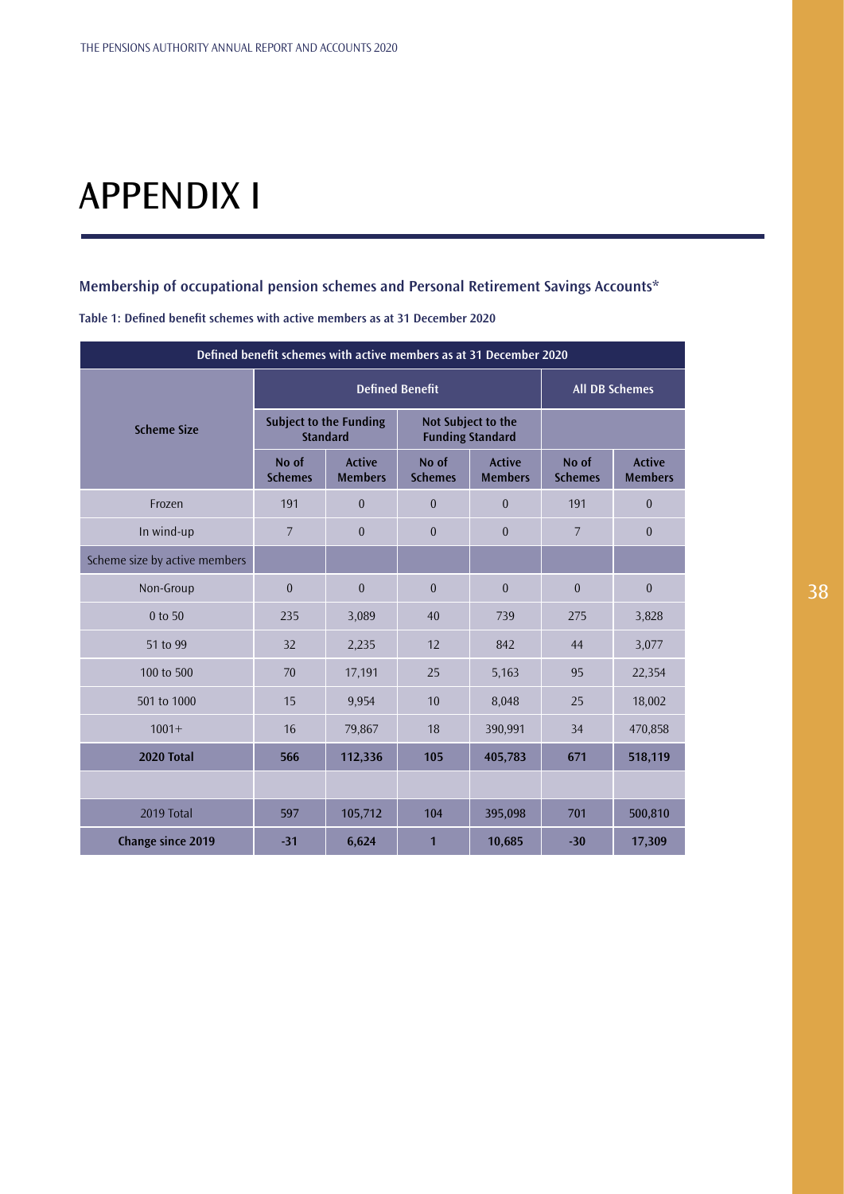# APPENDIX I

## Membership of occupational pension schemes and Personal Retirement Savings Accounts*

**Table 1: Defined benefit schemes with active members as at 31 December 2020**

| Defined benefit schemes with active members as at 31 December 2020 | | | | | | |
|---|---|---|---|---|---|---|
| **Scheme Size** | **Defined Benefit** | | | | **All DB Schemes** | |
| | **Subject to the Funding Standard** | | **Not Subject to the Funding Standard** | | | |
| | **No of Schemes** | **Active Members** | **No of Schemes** | **Active Members** | **No of Schemes** | **Active Members** |
| Frozen | 191 | 0 | 0 | 0 | 191 | 0 |
| In wind-up | 7 | 0 | 0 | 0 | 7 | 0 |
| Scheme size by active members | | | | | | |
| Non-Group | 0 | 0 | 0 | 0 | 0 | 0 |
| 0 to 50 | 235 | 3,089 | 40 | 739 | 275 | 3,828 |
| 51 to 99 | 32 | 2,235 | 12 | 842 | 44 | 3,077 |
| 100 to 500 | 70 | 17,191 | 25 | 5,163 | 95 | 22,354 |
| 501 to 1000 | 15 | 9,954 | 10 | 8,048 | 25 | 18,002 |
| 1001+ | 16 | 79,867 | 18 | 390,991 | 34 | 470,858 |
| **2020 Total** | **566** | **112,336** | **105** | **405,783** | **671** | **518,119** |
| | | | | | | |
| 2019 Total | 597 | 105,712 | 104 | 395,098 | 701 | 500,810 |
| **Change since 2019** | **-31** | **6,624** | **1** | **10,685** | **-30** | **17,309** |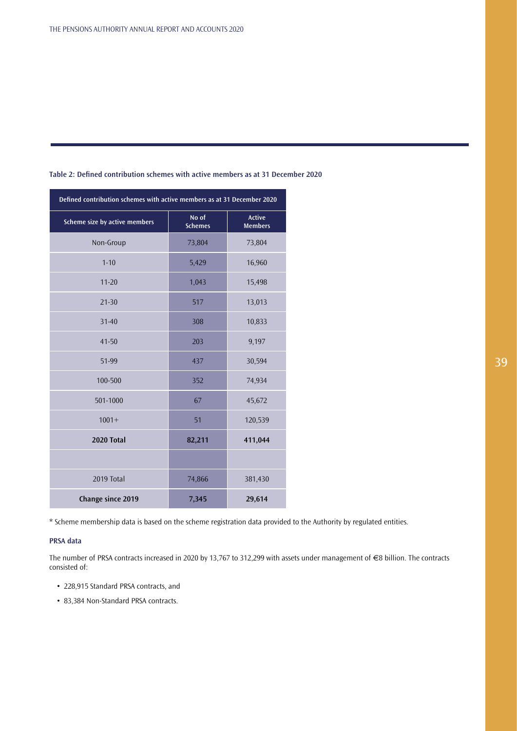**Table 2: Defined contribution schemes with active members as at 31 December 2020**

| Defined contribution schemes with active members as at 31 December 2020 | | |
|---|---|---|
| **Scheme size by active members** | **No of Schemes** | **Active Members** |
| Non-Group | 73,804 | 73,804 |
| 1-10 | 5,429 | 16,960 |
| 11-20 | 1,043 | 15,498 |
| 21-30 | 517 | 13,013 |
| 31-40 | 308 | 10,833 |
| 41-50 | 203 | 9,197 |
| 51-99 | 437 | 30,594 |
| 100-500 | 352 | 74,934 |
| 501-1000 | 67 | 45,672 |
| 1001+ | 51 | 120,539 |
| **2020 Total** | **82,211** | **411,044** |
| | | |
| 2019 Total | 74,866 | 381,430 |
| **Change since 2019** | **7,345** | **29,614** |

* Scheme membership data is based on the scheme registration data provided to the Authority by regulated entities.

### PRSA data

The number of PRSA contracts increased in 2020 by 13,767 to 312,299 with assets under management of €8 billion. The contracts consisted of:

- 228,915 Standard PRSA contracts, and
- 83,384 Non-Standard PRSA contracts.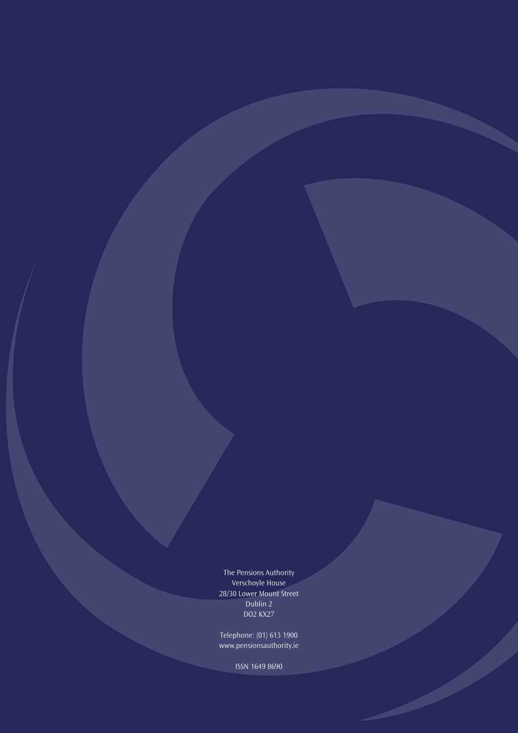The Pensions Authority
Verschoyle House
28/30 Lower Mount Street
Dublin 2
DO2 KX27

Telephone: (01) 613 1900
www.pensionsauthority.ie

ISSN 1649 8690